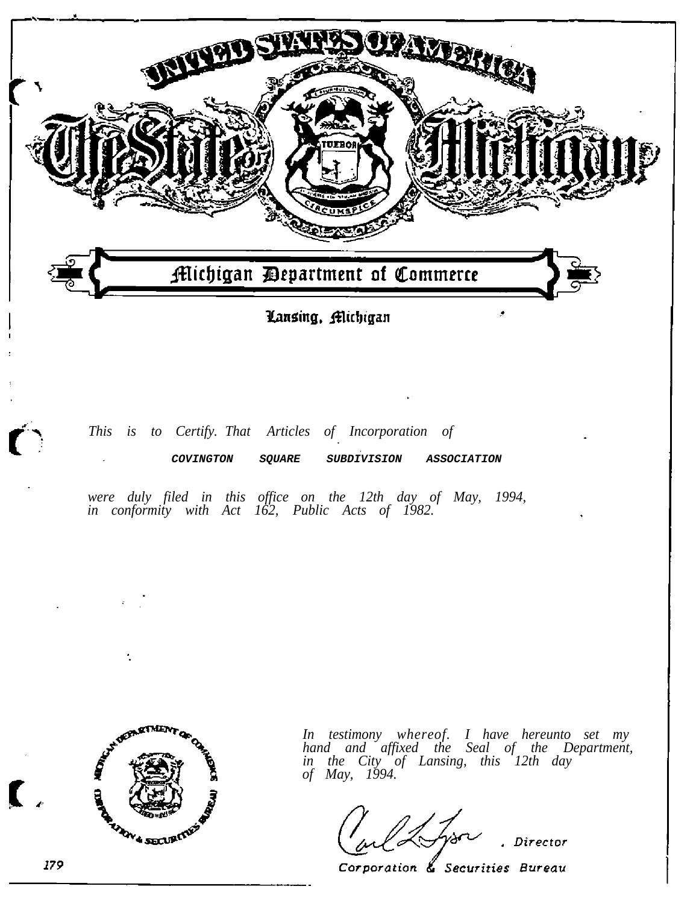# UNITED STATES OF AMERICA

# The State of Michigan

## Michigan Department of Commerce

Lansing, Michigan

*This is to Certify. That Articles of Incorporation of*

**COVINGTON SQUARE SUBDIVISION ASSOCIATION**

*were duly filed in this office on the 12th day of May, 1994, in conformity with Act 162, Public Acts of 1982.*

*In testimony whereof. I have hereunto set my hand and affixed the Seal of the Department, in the City of Lansing, this 12th day of May, 1994.*

Michigan Department of Commerce Corporation & Securities Bureau

Carl L. Tyson, Director
Corporation & Securities Bureau

179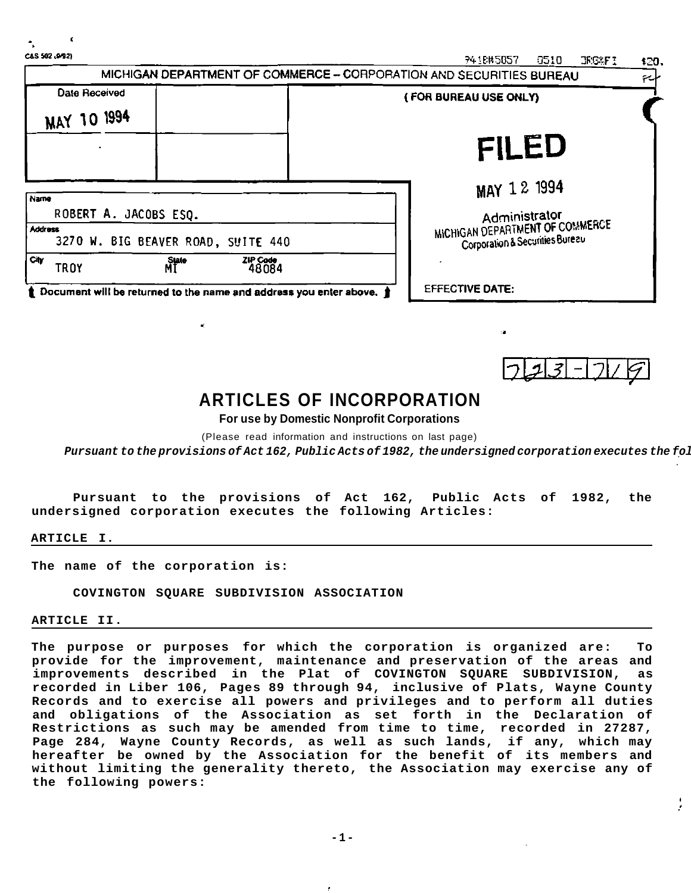C&S 502 (9/92)

741B#5057 0510 ORG&FI $20.

MICHIGAN DEPARTMENT OF COMMERCE – CORPORATION AND SECURITIES BUREAU

| Date Received | | (FOR BUREAU USE ONLY) |
|---|---|---|
| MAY 10 1994 | | FILED |
| | | MAY 12 1994 |

Administrator
MICHIGAN DEPARTMENT OF COMMERCE
Corporation & Securities Bureau

| Name |
|---|
| ROBERT A. JACOBS ESQ. |
| Address |
| 3270 W. BIG BEAVER ROAD, SUITE 440 |
| City TROY State MI ZIP Code 48084 |

Document will be returned to the name and address you enter above.

EFFECTIVE DATE:

723-719

# ARTICLES OF INCORPORATION

**For use by Domestic Nonprofit Corporations**

(Please read information and instructions on last page)

***Pursuant to the provisions of Act 162, Public Acts of 1982, the undersigned corporation executes the fol***

**Pursuant to the provisions of Act 162, Public Acts of 1982, the undersigned corporation executes the following Articles:**

**ARTICLE I.**

**The name of the corporation is:**

**COVINGTON SQUARE SUBDIVISION ASSOCIATION**

**ARTICLE II.**

**The purpose or purposes for which the corporation is organized are: To provide for the improvement, maintenance and preservation of the areas and improvements described in the Plat of COVINGTON SQUARE SUBDIVISION, as recorded in Liber 106, Pages 89 through 94, inclusive of Plats, Wayne County Records and to exercise all powers and privileges and to perform all duties and obligations of the Association as set forth in the Declaration of Restrictions as such may be amended from time to time, recorded in 27287, Page 284, Wayne County Records, as well as such lands, if any, which may hereafter be owned by the Association for the benefit of its members and without limiting the generality thereto, the Association may exercise any of the following powers:**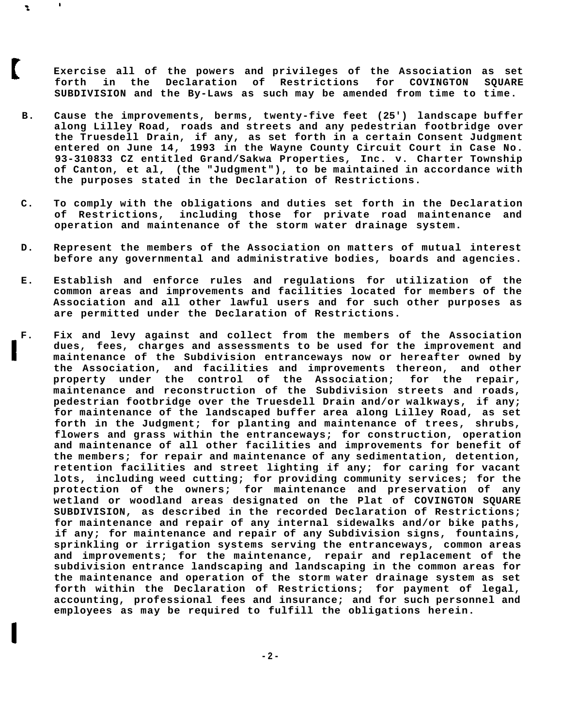Exercise all of the powers and privileges of the Association as set forth in the Declaration of Restrictions for COVINGTON SQUARE SUBDIVISION and the By-Laws as such may be amended from time to time.

B. Cause the improvements, berms, twenty-five feet (25') landscape buffer along Lilley Road, roads and streets and any pedestrian footbridge over the Truesdell Drain, if any, as set forth in a certain Consent Judgment entered on June 14, 1993 in the Wayne County Circuit Court in Case No. 93-310833 CZ entitled Grand/Sakwa Properties, Inc. v. Charter Township of Canton, et al, (the "Judgment"), to be maintained in accordance with the purposes stated in the Declaration of Restrictions.

C. To comply with the obligations and duties set forth in the Declaration of Restrictions, including those for private road maintenance and operation and maintenance of the storm water drainage system.

D. Represent the members of the Association on matters of mutual interest before any governmental and administrative bodies, boards and agencies.

E. Establish and enforce rules and regulations for utilization of the common areas and improvements and facilities located for members of the Association and all other lawful users and for such other purposes as are permitted under the Declaration of Restrictions.

F. Fix and levy against and collect from the members of the Association dues, fees, charges and assessments to be used for the improvement and maintenance of the Subdivision entranceways now or hereafter owned by the Association, and facilities and improvements thereon, and other property under the control of the Association; for the repair, maintenance and reconstruction of the Subdivision streets and roads, pedestrian footbridge over the Truesdell Drain and/or walkways, if any; for maintenance of the landscaped buffer area along Lilley Road, as set forth in the Judgment; for planting and maintenance of trees, shrubs, flowers and grass within the entranceways; for construction, operation and maintenance of all other facilities and improvements for benefit of the members; for repair and maintenance of any sedimentation, detention, retention facilities and street lighting if any; for caring for vacant lots, including weed cutting; for providing community services; for the protection of the owners; for maintenance and preservation of any wetland or woodland areas designated on the Plat of COVINGTON SQUARE SUBDIVISION, as described in the recorded Declaration of Restrictions; for maintenance and repair of any internal sidewalks and/or bike paths, if any; for maintenance and repair of any Subdivision signs, fountains, sprinkling or irrigation systems serving the entranceways, common areas and improvements; for the maintenance, repair and replacement of the subdivision entrance landscaping and landscaping in the common areas for the maintenance and operation of the storm water drainage system as set forth within the Declaration of Restrictions; for payment of legal, accounting, professional fees and insurance; and for such personnel and employees as may be required to fulfill the obligations herein.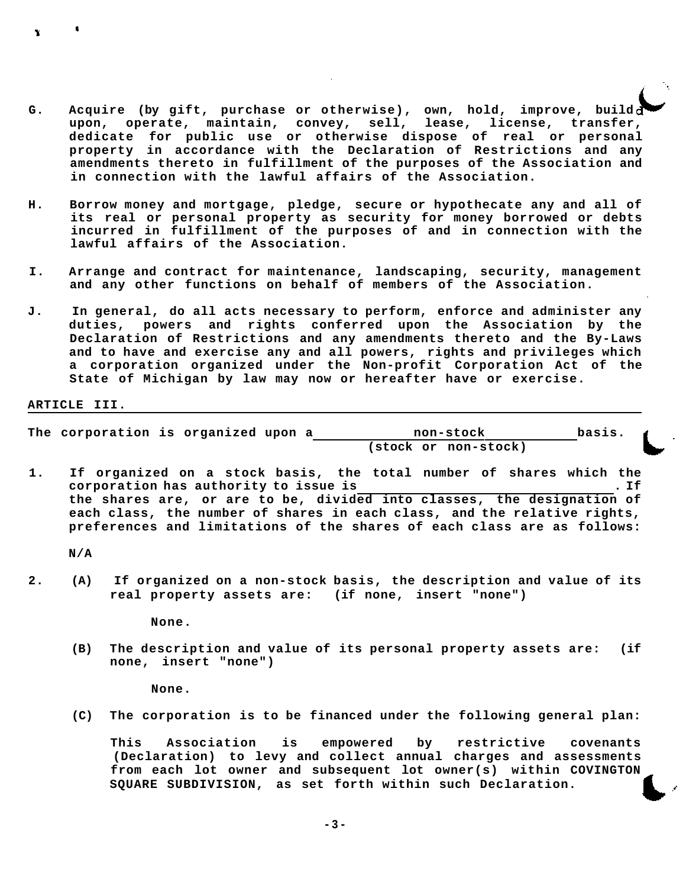G. Acquire (by gift, purchase or otherwise), own, hold, improve, build upon, operate, maintain, convey, sell, lease, license, transfer, dedicate for public use or otherwise dispose of real or personal property in accordance with the Declaration of Restrictions and any amendments thereto in fulfillment of the purposes of the Association and in connection with the lawful affairs of the Association.

H. Borrow money and mortgage, pledge, secure or hypothecate any and all of its real or personal property as security for money borrowed or debts incurred in fulfillment of the purposes of and in connection with the lawful affairs of the Association.

I. Arrange and contract for maintenance, landscaping, security, management and any other functions on behalf of members of the Association.

J. In general, do all acts necessary to perform, enforce and administer any duties, powers and rights conferred upon the Association by the Declaration of Restrictions and any amendments thereto and the By-Laws and to have and exercise any and all powers, rights and privileges which a corporation organized under the Non-profit Corporation Act of the State of Michigan by law may now or hereafter have or exercise.

**ARTICLE III.**

The corporation is organized upon a ____non-stock____ basis.
(stock or non-stock)

1. If organized on a stock basis, the total number of shares which the corporation has authority to issue is ______________. If the shares are, or are to be, divided into classes, the designation of each class, the number of shares in each class, and the relative rights, preferences and limitations of the shares of each class are as follows:

   N/A

2. (A) If organized on a non-stock basis, the description and value of its real property assets are: (if none, insert "none")

   None.

   (B) The description and value of its personal property assets are: (if none, insert "none")

   None.

   (C) The corporation is to be financed under the following general plan:

   This Association is empowered by restrictive covenants (Declaration) to levy and collect annual charges and assessments from each lot owner and subsequent lot owner(s) within **COVINGTON SQUARE SUBDIVISION**, as set forth within such Declaration.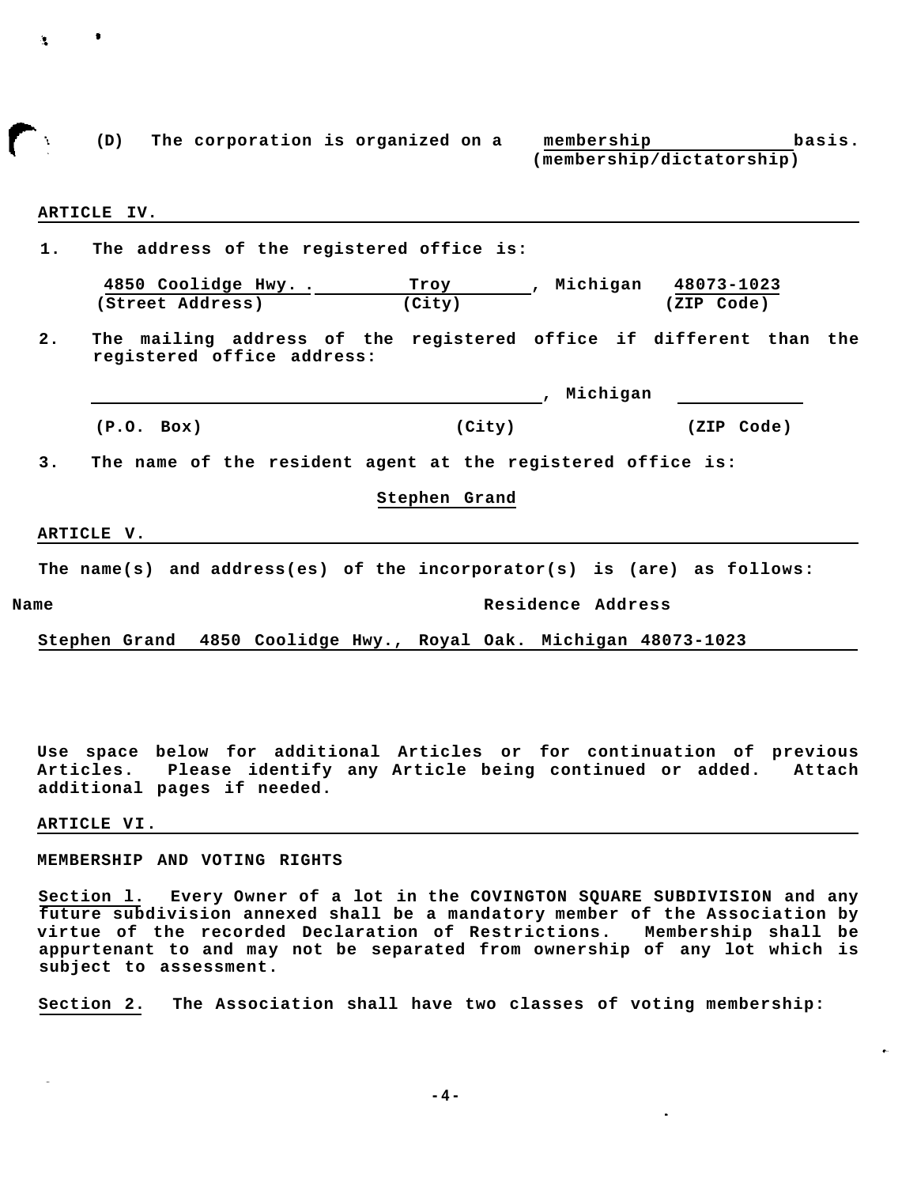(D) The corporation is organized on a membership basis.
(membership/dictatorship)

**ARTICLE IV.**

1. The address of the registered office is:

   4850 Coolidge Hwy. . Troy , Michigan 48073-1023
   (Street Address) (City) (ZIP Code)

2. The mailing address of the registered office if different than the registered office address:

   ______________________, Michigan ____________

   (P.O. Box) (City) (ZIP Code)

3. The name of the resident agent at the registered office is:

   Stephen Grand

**ARTICLE V.**

The name(s) and address(es) of the incorporator(s) is (are) as follows:

| Name | Residence Address |
| --- | --- |
| Stephen Grand | 4850 Coolidge Hwy., Royal Oak. Michigan 48073-1023 |

Use space below for additional Articles or for continuation of previous Articles. Please identify any Article being continued or added. Attach additional pages if needed.

**ARTICLE VI.**

**MEMBERSHIP AND VOTING RIGHTS**

Section l. Every Owner of a lot in the COVINGTON SQUARE SUBDIVISION and any future subdivision annexed shall be a mandatory member of the Association by virtue of the recorded Declaration of Restrictions. Membership shall be appurtenant to and may not be separated from ownership of any lot which is subject to assessment.

Section 2. The Association shall have two classes of voting membership: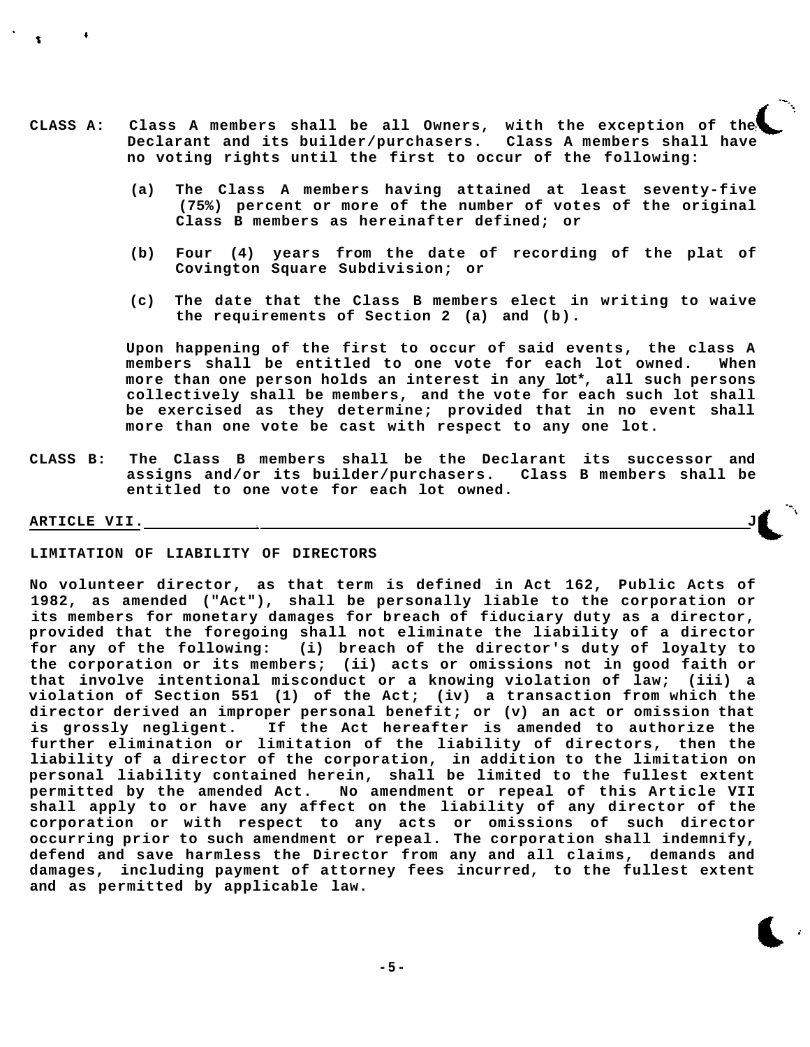**CLASS A:** Class A members shall be all Owners, with the exception of the Declarant and its builder/purchasers. Class A members shall have no voting rights until the first to occur of the following:

(a) The Class A members having attained at least seventy-five (75%) percent or more of the number of votes of the original Class B members as hereinafter defined; or

(b) Four (4) years from the date of recording of the plat of Covington Square Subdivision; or

(c) The date that the Class B members elect in writing to waive the requirements of Section 2 (a) and (b).

Upon happening of the first to occur of said events, the class A members shall be entitled to one vote for each lot owned. When more than one person holds an interest in any lot*, all such persons collectively shall be members, and the vote for each such lot shall be exercised as they determine; provided that in no event shall more than one vote be cast with respect to any one lot.

**CLASS B:** The Class B members shall be the Declarant its successor and assigns and/or its builder/purchasers. Class B members shall be entitled to one vote for each lot owned.

## ARTICLE VII.

### LIMITATION OF LIABILITY OF DIRECTORS

No volunteer director, as that term is defined in Act 162, Public Acts of 1982, as amended ("Act"), shall be personally liable to the corporation or its members for monetary damages for breach of fiduciary duty as a director, provided that the foregoing shall not eliminate the liability of a director for any of the following: (i) breach of the director's duty of loyalty to the corporation or its members; (ii) acts or omissions not in good faith or that involve intentional misconduct or a knowing violation of law; (iii) a violation of Section 551 (1) of the Act; (iv) a transaction from which the director derived an improper personal benefit; or (v) an act or omission that is grossly negligent. If the Act hereafter is amended to authorize the further elimination or limitation of the liability of directors, then the liability of a director of the corporation, in addition to the limitation on personal liability contained herein, shall be limited to the fullest extent permitted by the amended Act. No amendment or repeal of this Article VII shall apply to or have any affect on the liability of any director of the corporation or with respect to any acts or omissions of such director occurring prior to such amendment or repeal. The corporation shall indemnify, defend and save harmless the Director from any and all claims, demands and damages, including payment of attorney fees incurred, to the fullest extent and as permitted by applicable law.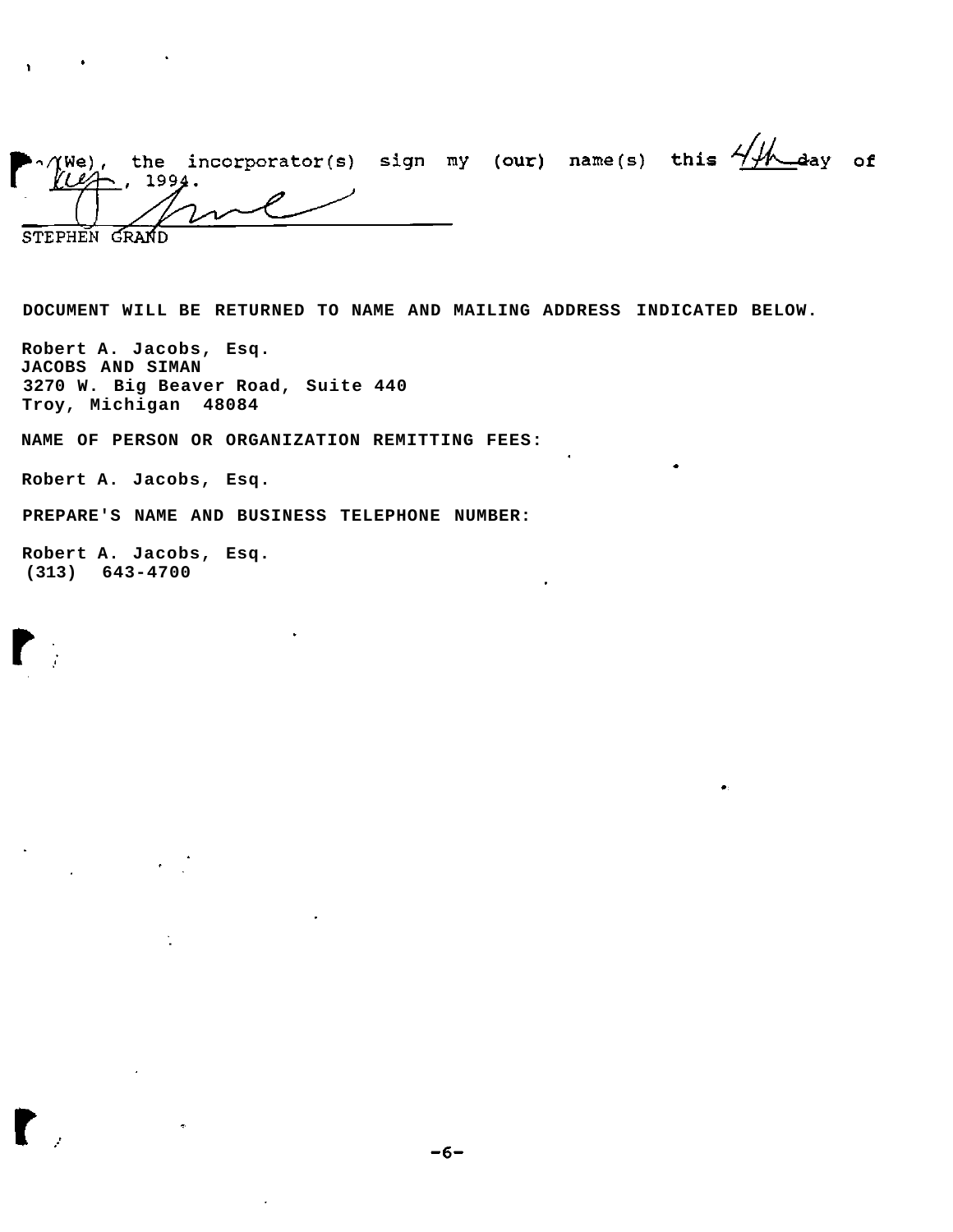I (We), the incorporator(s) sign my (our) name(s) this 4th day of May, 1994.

STEPHEN GRAND

**DOCUMENT WILL BE RETURNED TO NAME AND MAILING ADDRESS INDICATED BELOW.**

**Robert A. Jacobs, Esq.**
**JACOBS AND SIMAN**
**3270 W. Big Beaver Road, Suite 440**
**Troy, Michigan 48084**

**NAME OF PERSON OR ORGANIZATION REMITTING FEES:**

**Robert A. Jacobs, Esq.**

**PREPARE'S NAME AND BUSINESS TELEPHONE NUMBER:**

**Robert A. Jacobs, Esq.**
**(313) 643-4700**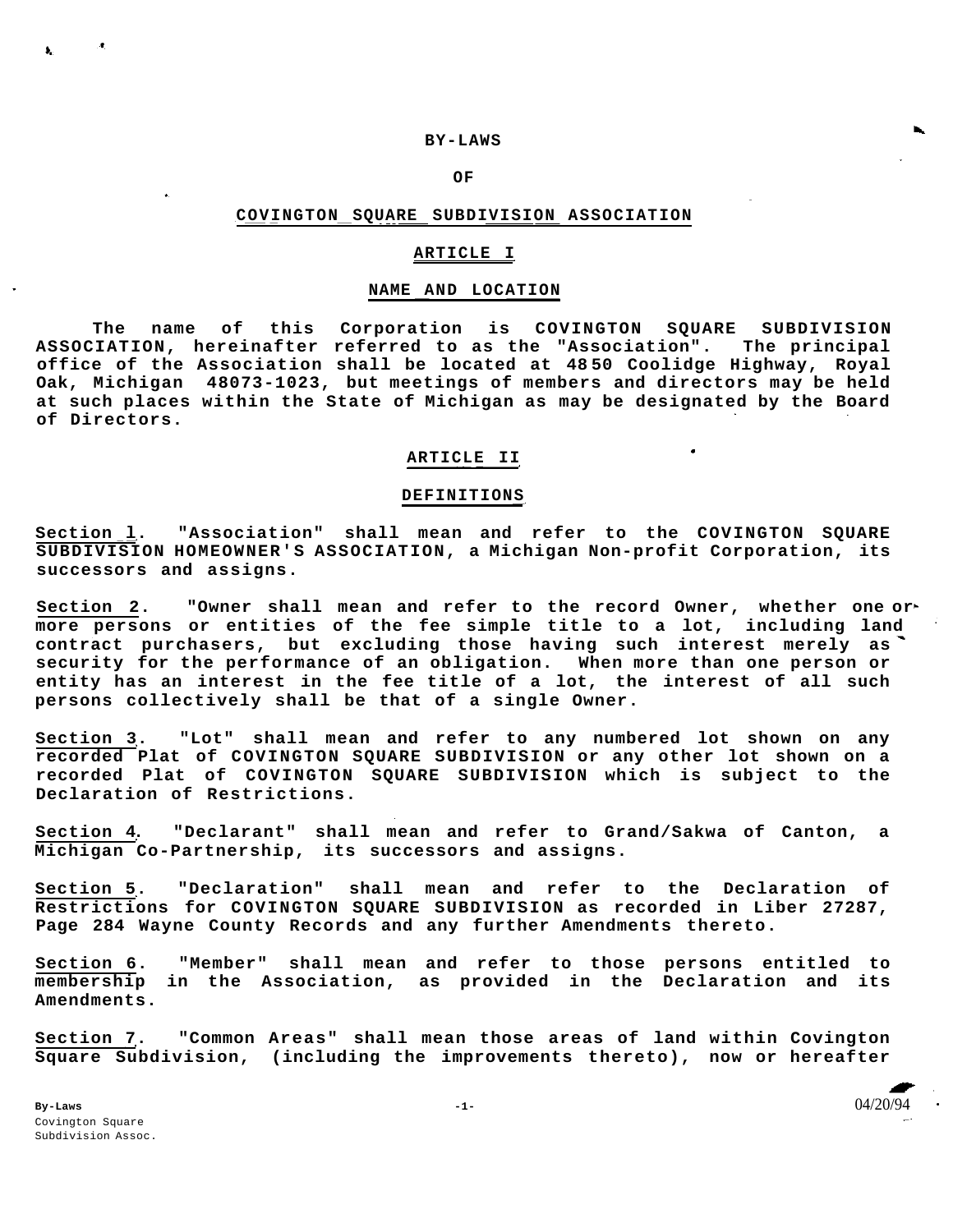# BY-LAWS

# OF

# COVINGTON SQUARE SUBDIVISION ASSOCIATION

## ARTICLE I

## NAME AND LOCATION

**The name of this Corporation is COVINGTON SQUARE SUBDIVISION ASSOCIATION, hereinafter referred to as the "Association". The principal office of the Association shall be located at 4850 Coolidge Highway, Royal Oak, Michigan 48073-1023, but meetings of members and directors may be held at such places within the State of Michigan as may be designated by the Board of Directors.**

## ARTICLE II

## DEFINITIONS

**Section 1. "Association" shall mean and refer to the COVINGTON SQUARE SUBDIVISION HOMEOWNER'S ASSOCIATION, a Michigan Non-profit Corporation, its successors and assigns.**

**Section 2. "Owner shall mean and refer to the record Owner, whether one or more persons or entities of the fee simple title to a lot, including land contract purchasers, but excluding those having such interest merely as security for the performance of an obligation. When more than one person or entity has an interest in the fee title of a lot, the interest of all such persons collectively shall be that of a single Owner.**

**Section 3. "Lot" shall mean and refer to any numbered lot shown on any recorded Plat of COVINGTON SQUARE SUBDIVISION or any other lot shown on a recorded Plat of COVINGTON SQUARE SUBDIVISION which is subject to the Declaration of Restrictions.**

**Section 4. "Declarant" shall mean and refer to Grand/Sakwa of Canton, a Michigan Co-Partnership, its successors and assigns.**

**Section 5. "Declaration" shall mean and refer to the Declaration of Restrictions for COVINGTON SQUARE SUBDIVISION as recorded in Liber 27287, Page 284 Wayne County Records and any further Amendments thereto.**

**Section 6. "Member" shall mean and refer to those persons entitled to membership in the Association, as provided in the Declaration and its Amendments.**

**Section 7. "Common Areas" shall mean those areas of land within Covington Square Subdivision, (including the improvements thereto), now or hereafter**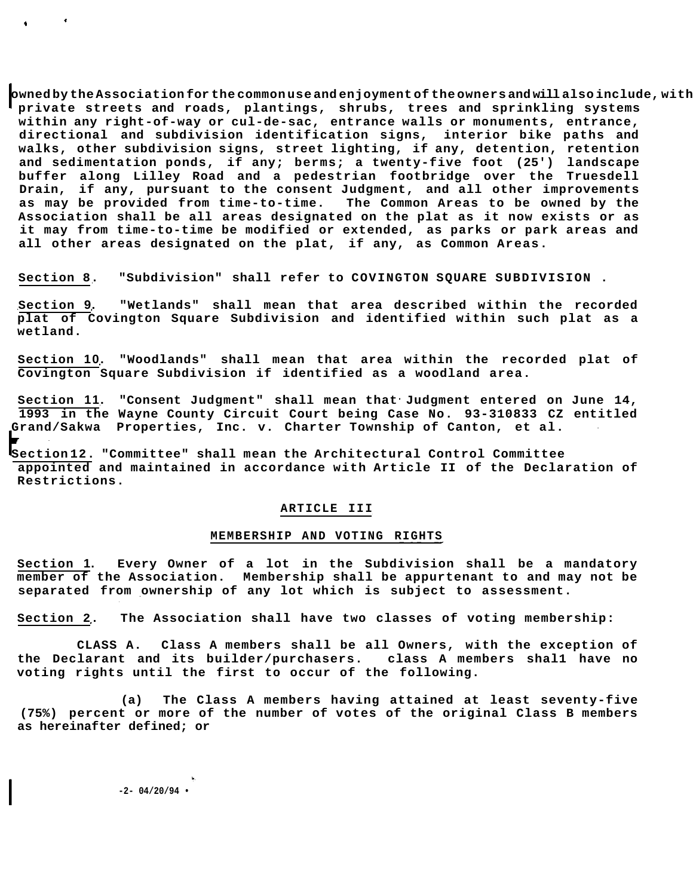owned by the Association for the common use and enjoyment of the owners and will also include, with private streets and roads, plantings, shrubs, trees and sprinkling systems within any right-of-way or cul-de-sac, entrance walls or monuments, entrance, directional and subdivision identification signs, interior bike paths and walks, other subdivision signs, street lighting, if any, detention, retention and sedimentation ponds, if any; berms; a twenty-five foot (25') landscape buffer along Lilley Road and a pedestrian footbridge over the Truesdell Drain, if any, pursuant to the consent Judgment, and all other improvements as may be provided from time-to-time. The Common Areas to be owned by the Association shall be all areas designated on the plat as it now exists or as it may from time-to-time be modified or extended, as parks or park areas and all other areas designated on the plat, if any, as Common Areas.

<u>Section 8</u>. "Subdivision" shall refer to COVINGTON SQUARE SUBDIVISION .

<u>Section 9</u>. "Wetlands" shall mean that area described within the recorded plat of Covington Square Subdivision and identified within such plat as a wetland.

<u>Section 10</u>. "Woodlands" shall mean that area within the recorded plat of Covington Square Subdivision if identified as a woodland area.

<u>Section 11</u>. "Consent Judgment" shall mean that Judgment entered on June 14, 1993 in the Wayne County Circuit Court being Case No. 93-310833 CZ entitled Grand/Sakwa Properties, Inc. v. Charter Township of Canton, et al.

<u>Section 12</u>. "Committee" shall mean the Architectural Control Committee appointed and maintained in accordance with Article II of the Declaration of Restrictions.

## ARTICLE III

## MEMBERSHIP AND VOTING RIGHTS

<u>Section 1</u>. Every Owner of a lot in the Subdivision shall be a mandatory member of the Association. Membership shall be appurtenant to and may not be separated from ownership of any lot which is subject to assessment.

<u>Section 2</u>. The Association shall have two classes of voting membership:

CLASS A. Class A members shall be all Owners, with the exception of the Declarant and its builder/purchasers. class A members shal1 have no voting rights until the first to occur of the following.

(a) The Class A members having attained at least seventy-five (75%) percent or more of the number of votes of the original Class B members as hereinafter defined; or

04/20/94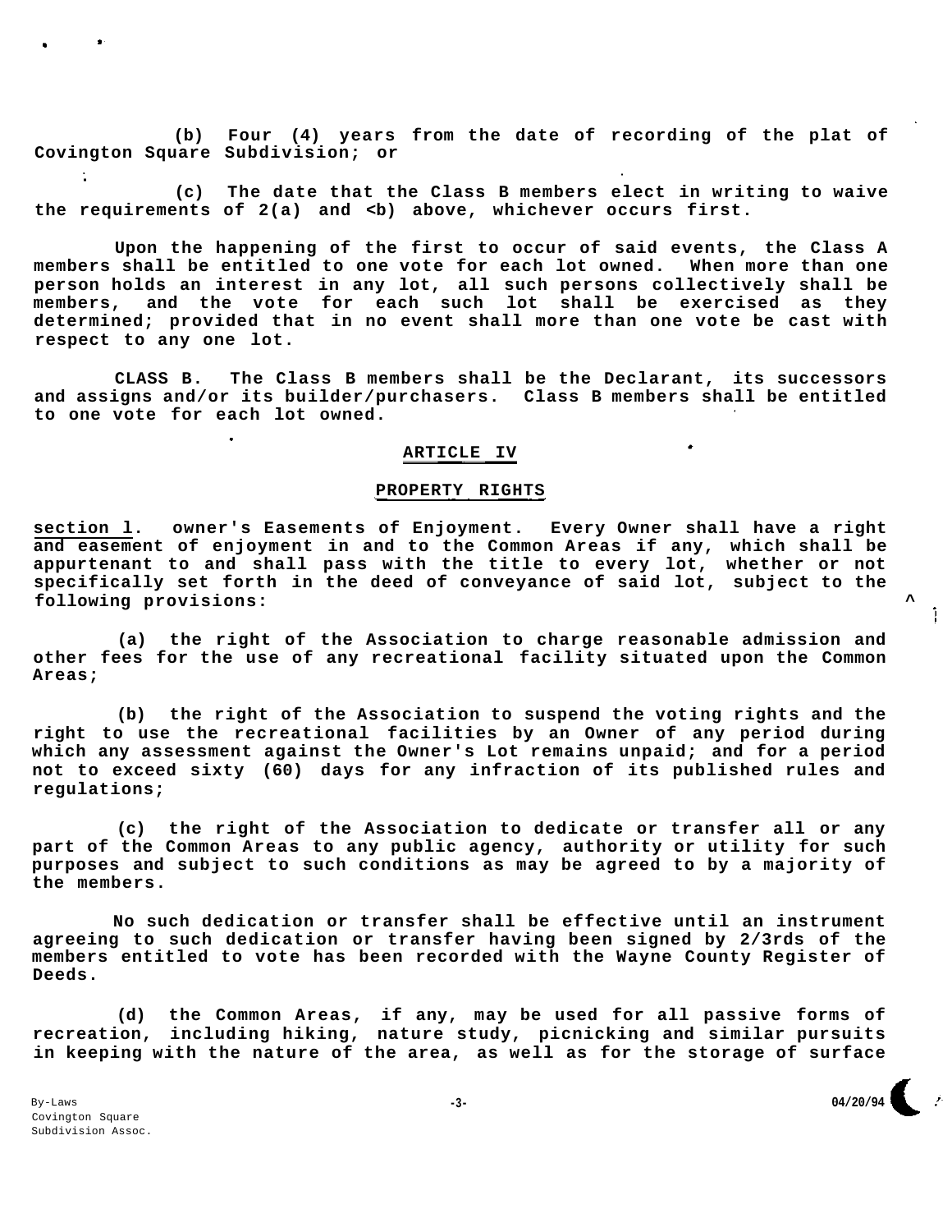(b) Four (4) years from the date of recording of the plat of Covington Square Subdivision; or

(c) The date that the Class B members elect in writing to waive the requirements of 2(a) and <b) above, whichever occurs first.

Upon the happening of the first to occur of said events, the Class A members shall be entitled to one vote for each lot owned. When more than one person holds an interest in any lot, all such persons collectively shall be members, and the vote for each such lot shall be exercised as they determined; provided that in no event shall more than one vote be cast with respect to any one lot.

CLASS B. The Class B members shall be the Declarant, its successors and assigns and/or its builder/purchasers. Class B members shall be entitled to one vote for each lot owned.

## ARTICLE IV

## PROPERTY RIGHTS

section l. owner's Easements of Enjoyment. Every Owner shall have a right and easement of enjoyment in and to the Common Areas if any, which shall be appurtenant to and shall pass with the title to every lot, whether or not specifically set forth in the deed of conveyance of said lot, subject to the following provisions:

(a) the right of the Association to charge reasonable admission and other fees for the use of any recreational facility situated upon the Common Areas;

(b) the right of the Association to suspend the voting rights and the right to use the recreational facilities by an Owner of any period during which any assessment against the Owner's Lot remains unpaid; and for a period not to exceed sixty (60) days for any infraction of its published rules and regulations;

(c) the right of the Association to dedicate or transfer all or any part of the Common Areas to any public agency, authority or utility for such purposes and subject to such conditions as may be agreed to by a majority of the members.

No such dedication or transfer shall be effective until an instrument agreeing to such dedication or transfer having been signed by 2/3rds of the members entitled to vote has been recorded with the Wayne County Register of Deeds.

(d) the Common Areas, if any, may be used for all passive forms of recreation, including hiking, nature study, picnicking and similar pursuits in keeping with the nature of the area, as well as for the storage of surface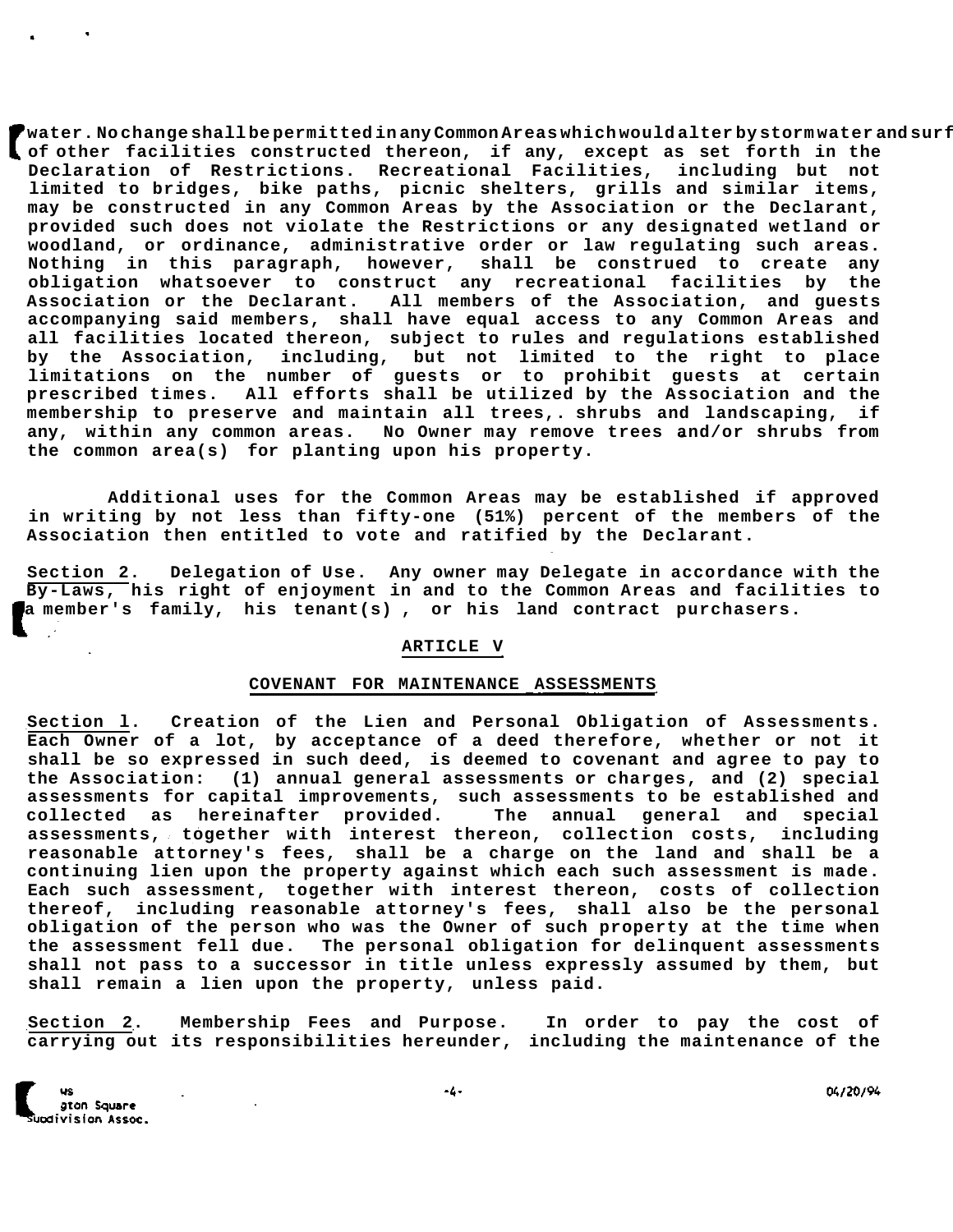water. No change shall be permitted in any Common Areas which would alter by storm water and surf of other facilities constructed thereon, if any, except as set forth in the Declaration of Restrictions. Recreational Facilities, including but not limited to bridges, bike paths, picnic shelters, grills and similar items, may be constructed in any Common Areas by the Association or the Declarant, provided such does not violate the Restrictions or any designated wetland or woodland, or ordinance, administrative order or law regulating such areas. Nothing in this paragraph, however, shall be construed to create any obligation whatsoever to construct any recreational facilities by the Association or the Declarant. All members of the Association, and guests accompanying said members, shall have equal access to any Common Areas and all facilities located thereon, subject to rules and regulations established by the Association, including, but not limited to the right to place limitations on the number of guests or to prohibit guests at certain prescribed times. All efforts shall be utilized by the Association and the membership to preserve and maintain all trees,. shrubs and landscaping, if any, within any common areas. No Owner may remove trees and/or shrubs from the common area(s) for planting upon his property.

Additional uses for the Common Areas may be established if approved in writing by not less than fifty-one (51%) percent of the members of the Association then entitled to vote and ratified by the Declarant.

Section 2. Delegation of Use. Any owner may Delegate in accordance with the By-Laws, his right of enjoyment in and to the Common Areas and facilities to a member's family, his tenant(s) , or his land contract purchasers.

## ARTICLE V

## COVENANT FOR MAINTENANCE ASSESSMENTS

Section 1. Creation of the Lien and Personal Obligation of Assessments. Each Owner of a lot, by acceptance of a deed therefore, whether or not it shall be so expressed in such deed, is deemed to covenant and agree to pay to the Association: (1) annual general assessments or charges, and (2) special assessments for capital improvements, such assessments to be established and collected as hereinafter provided. The annual general and special assessments, together with interest thereon, collection costs, including reasonable attorney's fees, shall be a charge on the land and shall be a continuing lien upon the property against which each such assessment is made. Each such assessment, together with interest thereon, costs of collection thereof, including reasonable attorney's fees, shall also be the personal obligation of the person who was the Owner of such property at the time when the assessment fell due. The personal obligation for delinquent assessments shall not pass to a successor in title unless expressly assumed by them, but shall remain a lien upon the property, unless paid.

Section 2. Membership Fees and Purpose. In order to pay the cost of carrying out its responsibilities hereunder, including the maintenance of the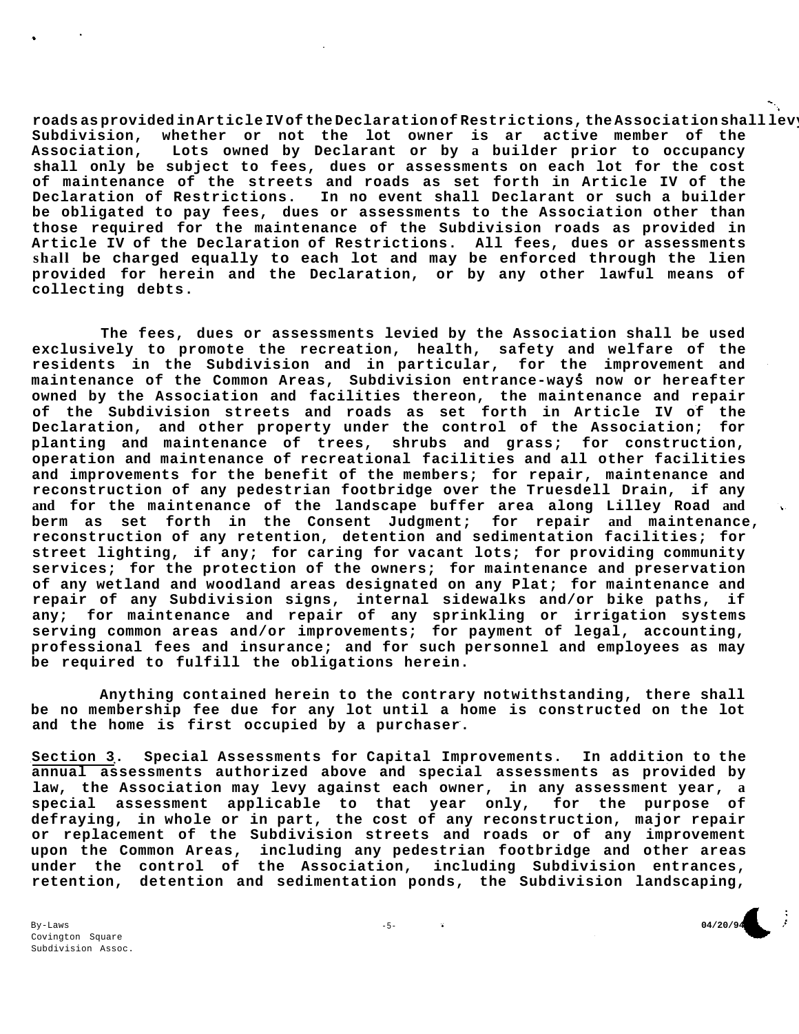roads as provided in Article IV of the Declaration of Restrictions, the Association shall levy Subdivision, whether or not the lot owner is ar active member of the Association, Lots owned by Declarant or by a builder prior to occupancy shall only be subject to fees, dues or assessments on each lot for the cost of maintenance of the streets and roads as set forth in Article IV of the Declaration of Restrictions. In no event shall Declarant or such a builder be obligated to pay fees, dues or assessments to the Association other than those required for the maintenance of the Subdivision roads as provided in Article IV of the Declaration of Restrictions. All fees, dues or assessments shall be charged equally to each lot and may be enforced through the lien provided for herein and the Declaration, or by any other lawful means of collecting debts.

The fees, dues or assessments levied by the Association shall be used exclusively to promote the recreation, health, safety and welfare of the residents in the Subdivision and in particular, for the improvement and maintenance of the Common Areas, Subdivision entrance-ways now or hereafter owned by the Association and facilities thereon, the maintenance and repair of the Subdivision streets and roads as set forth in Article IV of the Declaration, and other property under the control of the Association; for planting and maintenance of trees, shrubs and grass; for construction, operation and maintenance of recreational facilities and all other facilities and improvements for the benefit of the members; for repair, maintenance and reconstruction of any pedestrian footbridge over the Truesdell Drain, if any and for the maintenance of the landscape buffer area along Lilley Road and berm as set forth in the Consent Judgment; for repair and maintenance, reconstruction of any retention, detention and sedimentation facilities; for street lighting, if any; for caring for vacant lots; for providing community services; for the protection of the owners; for maintenance and preservation of any wetland and woodland areas designated on any Plat; for maintenance and repair of any Subdivision signs, internal sidewalks and/or bike paths, if any; for maintenance and repair of any sprinkling or irrigation systems serving common areas and/or improvements; for payment of legal, accounting, professional fees and insurance; and for such personnel and employees as may be required to fulfill the obligations herein.

Anything contained herein to the contrary notwithstanding, there shall be no membership fee due for any lot until a home is constructed on the lot and the home is first occupied by a purchaser.

Section 3. Special Assessments for Capital Improvements. In addition to the annual assessments authorized above and special assessments as provided by law, the Association may levy against each owner, in any assessment year, a special assessment applicable to that year only, for the purpose of defraying, in whole or in part, the cost of any reconstruction, major repair or replacement of the Subdivision streets and roads or of any improvement upon the Common Areas, including any pedestrian footbridge and other areas under the control of the Association, including Subdivision entrances, retention, detention and sedimentation ponds, the Subdivision landscaping,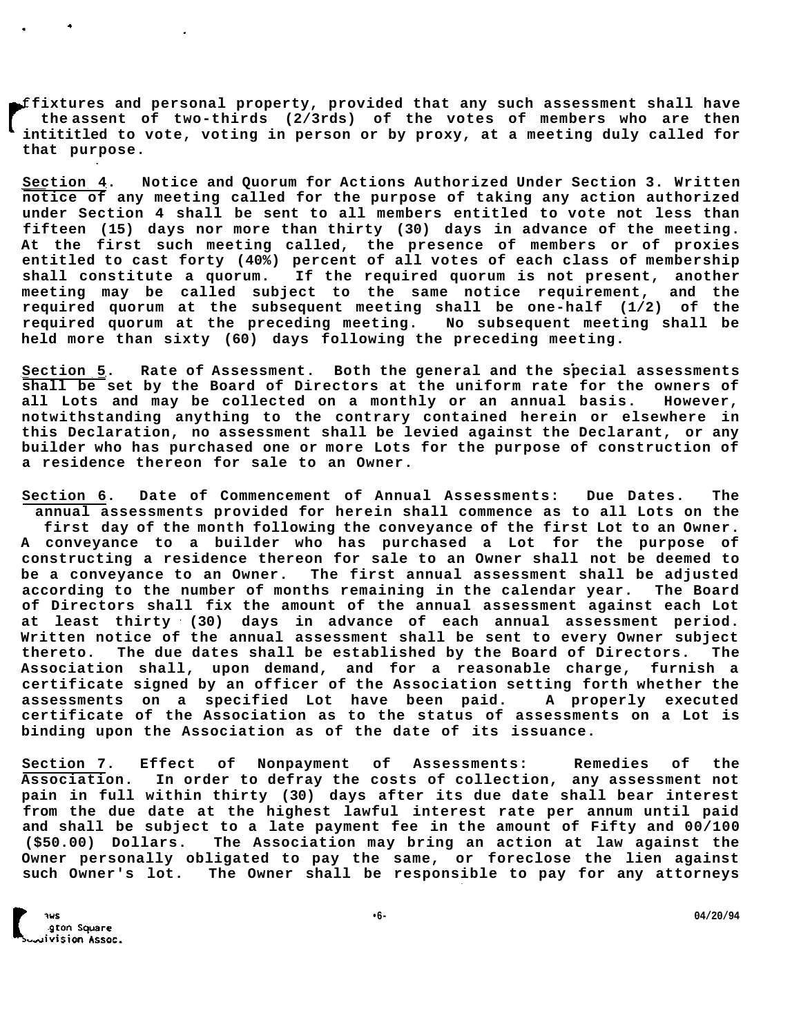fixtures and personal property, provided that any such assessment shall have the assent of two-thirds (2/3rds) of the votes of members who are then intititled to vote, voting in person or by proxy, at a meeting duly called for that purpose.

Section 4. Notice and Quorum for Actions Authorized Under Section 3. Written notice of any meeting called for the purpose of taking any action authorized under Section 4 shall be sent to all members entitled to vote not less than fifteen (15) days nor more than thirty (30) days in advance of the meeting. At the first such meeting called, the presence of members or of proxies entitled to cast forty (40%) percent of all votes of each class of membership shall constitute a quorum. If the required quorum is not present, another meeting may be called subject to the same notice requirement, and the required quorum at the subsequent meeting shall be one-half (1/2) of the required quorum at the preceding meeting. No subsequent meeting shall be held more than sixty (60) days following the preceding meeting.

Section 5. Rate of Assessment. Both the general and the special assessments shall be set by the Board of Directors at the uniform rate for the owners of all Lots and may be collected on a monthly or an annual basis. However, notwithstanding anything to the contrary contained herein or elsewhere in this Declaration, no assessment shall be levied against the Declarant, or any builder who has purchased one or more Lots for the purpose of construction of a residence thereon for sale to an Owner.

Section 6. Date of Commencement of Annual Assessments: Due Dates. The annual assessments provided for herein shall commence as to all Lots on the first day of the month following the conveyance of the first Lot to an Owner. A conveyance to a builder who has purchased a Lot for the purpose of constructing a residence thereon for sale to an Owner shall not be deemed to be a conveyance to an Owner. The first annual assessment shall be adjusted according to the number of months remaining in the calendar year. The Board of Directors shall fix the amount of the annual assessment against each Lot at least thirty (30) days in advance of each annual assessment period. Written notice of the annual assessment shall be sent to every Owner subject thereto. The due dates shall be established by the Board of Directors. The Association shall, upon demand, and for a reasonable charge, furnish a certificate signed by an officer of the Association setting forth whether the assessments on a specified Lot have been paid. A properly executed certificate of the Association as to the status of assessments on a Lot is binding upon the Association as of the date of its issuance.

Section 7. Effect of Nonpayment of Assessments: Remedies of the Association. In order to defray the costs of collection, any assessment not pain in full within thirty (30) days after its due date shall bear interest from the due date at the highest lawful interest rate per annum until paid and shall be subject to a late payment fee in the amount of Fifty and 00/100 ($50.00) Dollars. The Association may bring an action at law against the Owner personally obligated to pay the same, or foreclose the lien against such Owner's lot. The Owner shall be responsible to pay for any attorneys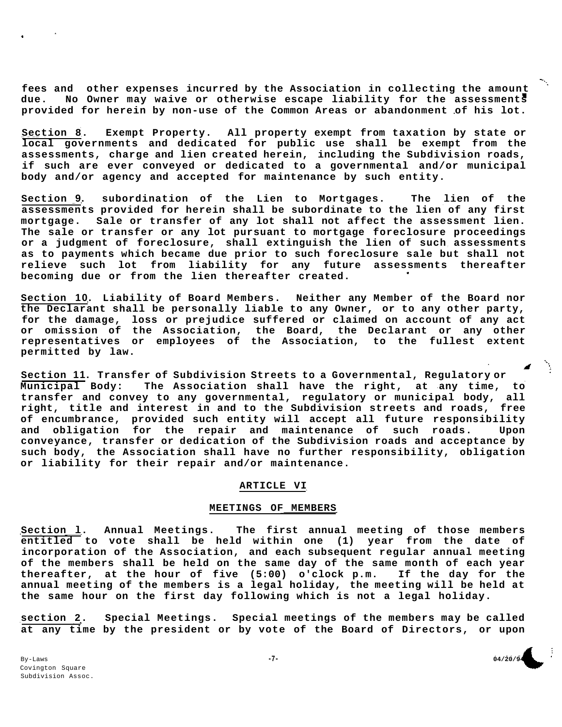fees and other expenses incurred by the Association in collecting the amount due. No Owner may waive or otherwise escape liability for the assessments provided for herein by non-use of the Common Areas or abandonment of his lot.

Section 8. Exempt Property. All property exempt from taxation by state or local governments and dedicated for public use shall be exempt from the assessments, charge and lien created herein, including the Subdivision roads, if such are ever conveyed or dedicated to a governmental and/or municipal body and/or agency and accepted for maintenance by such entity.

Section 9. subordination of the Lien to Mortgages. The lien of the assessments provided for herein shall be subordinate to the lien of any first mortgage. Sale or transfer of any lot shall not affect the assessment lien. The sale or transfer or any lot pursuant to mortgage foreclosure proceedings or a judgment of foreclosure, shall extinguish the lien of such assessments as to payments which became due prior to such foreclosure sale but shall not relieve such lot from liability for any future assessments thereafter becoming due or from the lien thereafter created.

Section 10. Liability of Board Members. Neither any Member of the Board nor the Declarant shall be personally liable to any Owner, or to any other party, for the damage, loss or prejudice suffered or claimed on account of any act or omission of the Association, the Board, the Declarant or any other representatives or employees of the Association, to the fullest extent permitted by law.

Section 11. Transfer of Subdivision Streets to a Governmental, Regulatory or Municipal Body: The Association shall have the right, at any time, to transfer and convey to any governmental, regulatory or municipal body, all right, title and interest in and to the Subdivision streets and roads, free of encumbrance, provided such entity will accept all future responsibility and obligation for the repair and maintenance of such roads. Upon conveyance, transfer or dedication of the Subdivision roads and acceptance by such body, the Association shall have no further responsibility, obligation or liability for their repair and/or maintenance.

## ARTICLE VI

## MEETINGS OF MEMBERS

Section 1. Annual Meetings. The first annual meeting of those members entitled to vote shall be held within one (1) year from the date of incorporation of the Association, and each subsequent regular annual meeting of the members shall be held on the same day of the same month of each year thereafter, at the hour of five (5:00) o'clock p.m. If the day for the annual meeting of the members is a legal holiday, the meeting will be held at the same hour on the first day following which is not a legal holiday.

section 2. Special Meetings. Special meetings of the members may be called at any time by the president or by vote of the Board of Directors, or upon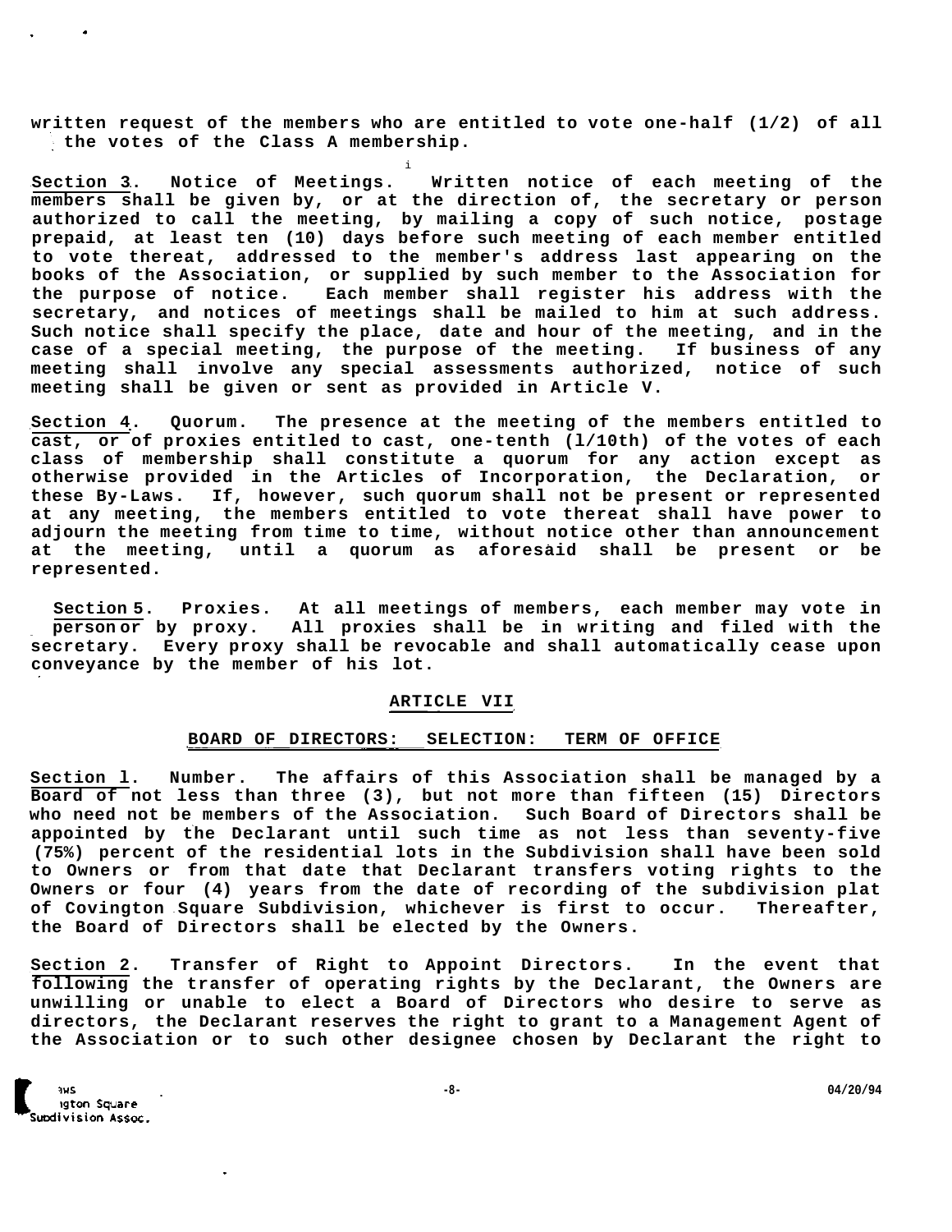written request of the members who are entitled to vote one-half (1/2) of all the votes of the Class A membership.

**Section 3.** Notice of Meetings. Written notice of each meeting of the members shall be given by, or at the direction of, the secretary or person authorized to call the meeting, by mailing a copy of such notice, postage prepaid, at least ten (10) days before such meeting of each member entitled to vote thereat, addressed to the member's address last appearing on the books of the Association, or supplied by such member to the Association for the purpose of notice. Each member shall register his address with the secretary, and notices of meetings shall be mailed to him at such address. Such notice shall specify the place, date and hour of the meeting, and in the case of a special meeting, the purpose of the meeting. If business of any meeting shall involve any special assessments authorized, notice of such meeting shall be given or sent as provided in Article V.

**Section 4.** Quorum. The presence at the meeting of the members entitled to cast, or of proxies entitled to cast, one-tenth (1/10th) of the votes of each class of membership shall constitute a quorum for any action except as otherwise provided in the Articles of Incorporation, the Declaration, or these By-Laws. If, however, such quorum shall not be present or represented at any meeting, the members entitled to vote thereat shall have power to adjourn the meeting from time to time, without notice other than announcement at the meeting, until a quorum as aforesaid shall be present or be represented.

**Section 5.** Proxies. At all meetings of members, each member may vote in person or by proxy. All proxies shall be in writing and filed with the secretary. Every proxy shall be revocable and shall automatically cease upon conveyance by the member of his lot.

## ARTICLE VII

## BOARD OF DIRECTORS: SELECTION: TERM OF OFFICE

**Section 1.** Number. The affairs of this Association shall be managed by a Board of not less than three (3), but not more than fifteen (15) Directors who need not be members of the Association. Such Board of Directors shall be appointed by the Declarant until such time as not less than seventy-five (75%) percent of the residential lots in the Subdivision shall have been sold to Owners or from that date that Declarant transfers voting rights to the Owners or four (4) years from the date of recording of the subdivision plat of Covington Square Subdivision, whichever is first to occur. Thereafter, the Board of Directors shall be elected by the Owners.

**Section 2.** Transfer of Right to Appoint Directors. In the event that following the transfer of operating rights by the Declarant, the Owners are unwilling or unable to elect a Board of Directors who desire to serve as directors, the Declarant reserves the right to grant to a Management Agent of the Association or to such other designee chosen by Declarant the right to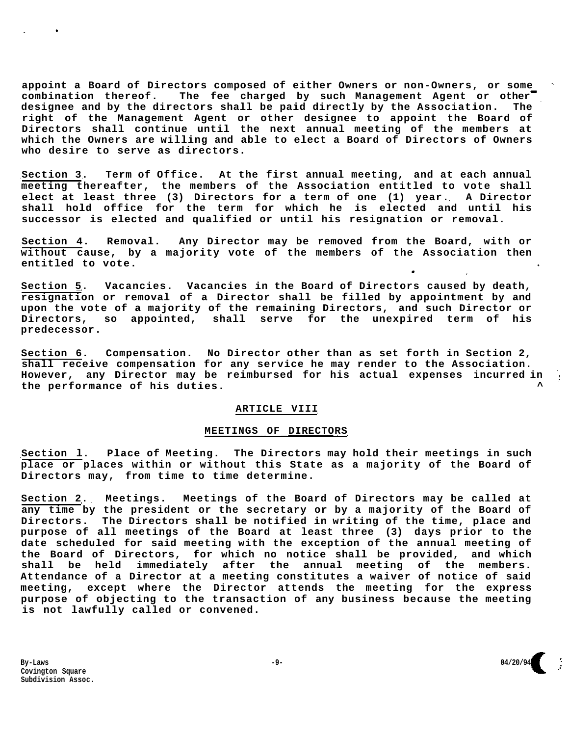appoint a Board of Directors composed of either Owners or non-Owners, or some combination thereof. The fee charged by such Management Agent or other designee and by the directors shall be paid directly by the Association. The right of the Management Agent or other designee to appoint the Board of Directors shall continue until the next annual meeting of the members at which the Owners are willing and able to elect a Board of Directors of Owners who desire to serve as directors.

Section 3. Term of Office. At the first annual meeting, and at each annual meeting thereafter, the members of the Association entitled to vote shall elect at least three (3) Directors for a term of one (1) year. A Director shall hold office for the term for which he is elected and until his successor is elected and qualified or until his resignation or removal.

Section 4. Removal. Any Director may be removed from the Board, with or without cause, by a majority vote of the members of the Association then entitled to vote.

Section 5. Vacancies. Vacancies in the Board of Directors caused by death, resignation or removal of a Director shall be filled by appointment by and upon the vote of a majority of the remaining Directors, and such Director or Directors, so appointed, shall serve for the unexpired term of his predecessor.

Section 6. Compensation. No Director other than as set forth in Section 2, shall receive compensation for any service he may render to the Association. However, any Director may be reimbursed for his actual expenses incurred in the performance of his duties.

## ARTICLE VIII

## MEETINGS OF DIRECTORS

Section 1. Place of Meeting. The Directors may hold their meetings in such place or places within or without this State as a majority of the Board of Directors may, from time to time determine.

Section 2. Meetings. Meetings of the Board of Directors may be called at any time by the president or the secretary or by a majority of the Board of Directors. The Directors shall be notified in writing of the time, place and purpose of all meetings of the Board at least three (3) days prior to the date scheduled for said meeting with the exception of the annual meeting of the Board of Directors, for which no notice shall be provided, and which shall be held immediately after the annual meeting of the members. Attendance of a Director at a meeting constitutes a waiver of notice of said meeting, except where the Director attends the meeting for the express purpose of objecting to the transaction of any business because the meeting is not lawfully called or convened.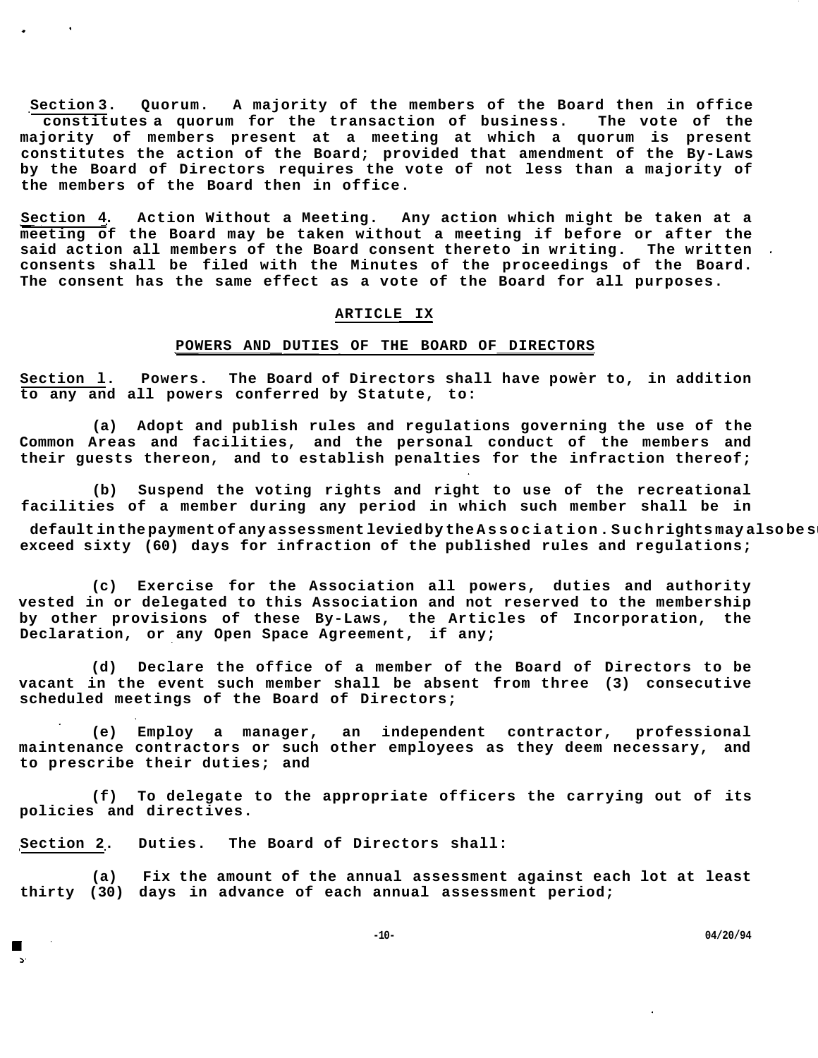**Section 3. Quorum.** A majority of the members of the Board then in office constitutes a quorum for the transaction of business. The vote of the majority of members present at a meeting at which a quorum is present constitutes the action of the Board; provided that amendment of the By-Laws by the Board of Directors requires the vote of not less than a majority of the members of the Board then in office.

**Section 4. Action Without a Meeting.** Any action which might be taken at a meeting of the Board may be taken without a meeting if before or after the said action all members of the Board consent thereto in writing. The written consents shall be filed with the Minutes of the proceedings of the Board. The consent has the same effect as a vote of the Board for all purposes.

## ARTICLE IX

## POWERS AND DUTIES OF THE BOARD OF DIRECTORS

**Section 1. Powers.** The Board of Directors shall have powèr to, in addition to any and all powers conferred by Statute, to:

(a) Adopt and publish rules and regulations governing the use of the Common Areas and facilities, and the personal conduct of the members and their guests thereon, and to establish penalties for the infraction thereof;

(b) Suspend the voting rights and right to use of the recreational facilities of a member during any period in which such member shall be in default in the payment of any assessment levied by the Association. Such rights may also be s exceed sixty (60) days for infraction of the published rules and regulations;

(c) Exercise for the Association all powers, duties and authority vested in or delegated to this Association and not reserved to the membership by other provisions of these By-Laws, the Articles of Incorporation, the Declaration, or any Open Space Agreement, if any;

(d) Declare the office of a member of the Board of Directors to be vacant in the event such member shall be absent from three (3) consecutive scheduled meetings of the Board of Directors;

(e) Employ a manager, an independent contractor, professional maintenance contractors or such other employees as they deem necessary, and to prescribe their duties; and

(f) To delegate to the appropriate officers the carrying out of its policies and directives.

**Section 2. Duties.** The Board of Directors shall:

(a) Fix the amount of the annual assessment against each lot at least thirty (30) days in advance of each annual assessment period;

04/20/94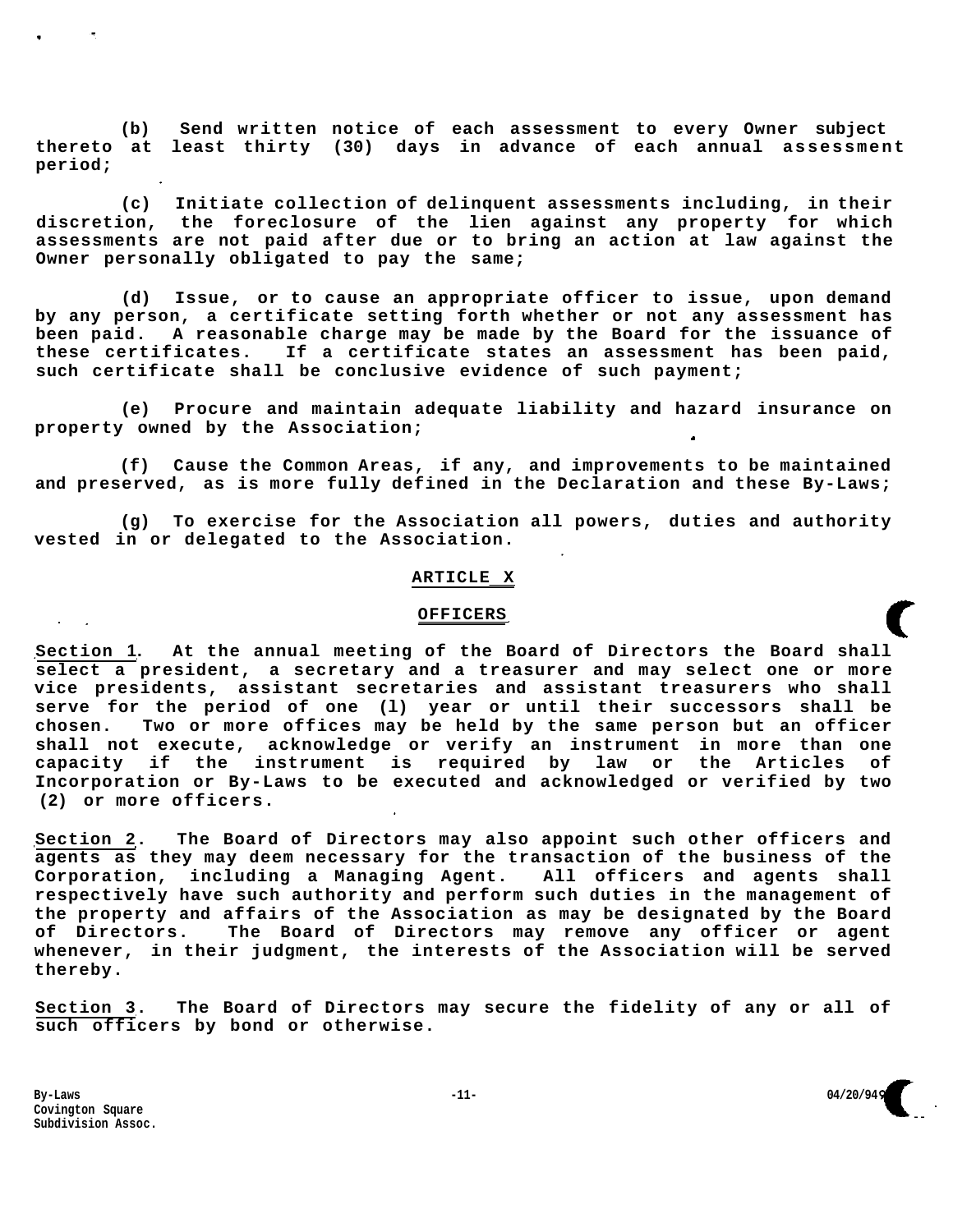(b) Send written notice of each assessment to every Owner subject thereto at least thirty (30) days in advance of each annual assessment period;

(c) Initiate collection of delinquent assessments including, in their discretion, the foreclosure of the lien against any property for which assessments are not paid after due or to bring an action at law against the Owner personally obligated to pay the same;

(d) Issue, or to cause an appropriate officer to issue, upon demand by any person, a certificate setting forth whether or not any assessment has been paid. A reasonable charge may be made by the Board for the issuance of these certificates. If a certificate states an assessment has been paid, such certificate shall be conclusive evidence of such payment;

(e) Procure and maintain adequate liability and hazard insurance on property owned by the Association;

(f) Cause the Common Areas, if any, and improvements to be maintained and preserved, as is more fully defined in the Declaration and these By-Laws;

(g) To exercise for the Association all powers, duties and authority vested in or delegated to the Association.

## ARTICLE X

## OFFICERS

Section 1. At the annual meeting of the Board of Directors the Board shall select a president, a secretary and a treasurer and may select one or more vice presidents, assistant secretaries and assistant treasurers who shall serve for the period of one (1) year or until their successors shall be chosen. Two or more offices may be held by the same person but an officer shall not execute, acknowledge or verify an instrument in more than one capacity if the instrument is required by law or the Articles of Incorporation or By-Laws to be executed and acknowledged or verified by two (2) or more officers.

Section 2. The Board of Directors may also appoint such other officers and agents as they may deem necessary for the transaction of the business of the Corporation, including a Managing Agent. All officers and agents shall respectively have such authority and perform such duties in the management of the property and affairs of the Association as may be designated by the Board of Directors. The Board of Directors may remove any officer or agent whenever, in their judgment, the interests of the Association will be served thereby.

Section 3. The Board of Directors may secure the fidelity of any or all of such officers by bond or otherwise.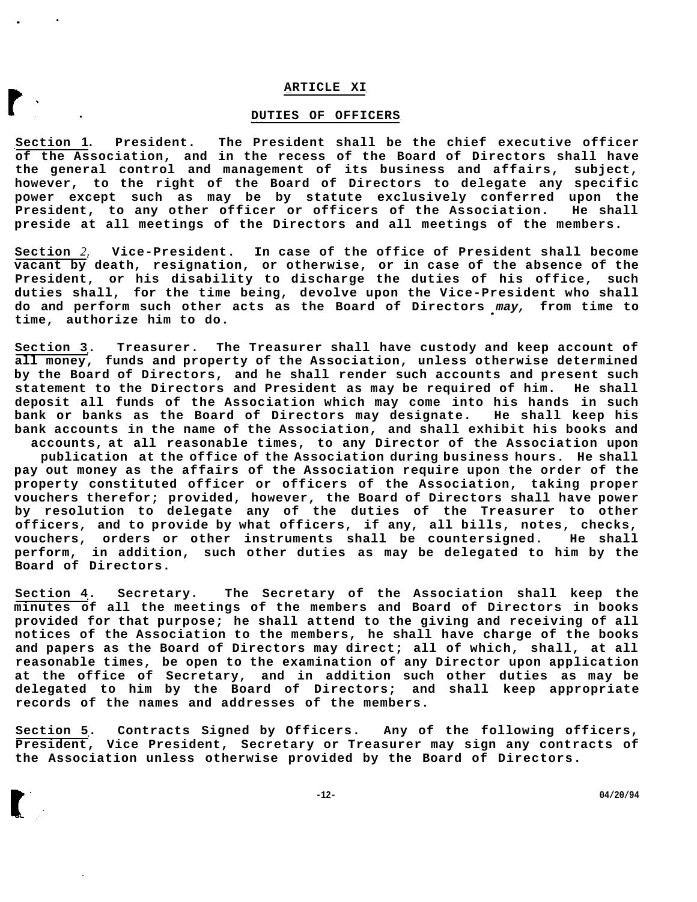## ARTICLE XI

## DUTIES OF OFFICERS

**Section 1. President. The President shall be the chief executive officer of the Association, and in the recess of the Board of Directors shall have the general control and management of its business and affairs, subject, however, to the right of the Board of Directors to delegate any specific power except such as may be by statute exclusively conferred upon the President, to any other officer or officers of the Association. He shall preside at all meetings of the Directors and all meetings of the members.**

**Section 2. Vice-President. In case of the office of President shall become vacant by death, resignation, or otherwise, or in case of the absence of the President, or his disability to discharge the duties of his office, such duties shall, for the time being, devolve upon the Vice-President who shall do and perform such other acts as the Board of Directors *may,* from time to time, authorize him to do.**

**Section 3. Treasurer. The Treasurer shall have custody and keep account of all money, funds and property of the Association, unless otherwise determined by the Board of Directors, and he shall render such accounts and present such statement to the Directors and President as may be required of him. He shall deposit all funds of the Association which may come into his hands in such bank or banks as the Board of Directors may designate. He shall keep his bank accounts in the name of the Association, and shall exhibit his books and accounts, at all reasonable times, to any Director of the Association upon publication at the office of the Association during business hours. He shall pay out money as the affairs of the Association require upon the order of the property constituted officer or officers of the Association, taking proper vouchers therefor; provided, however, the Board of Directors shall have power by resolution to delegate any of the duties of the Treasurer to other officers, and to provide by what officers, if any, all bills, notes, checks, vouchers, orders or other instruments shall be countersigned. He shall perform, in addition, such other duties as may be delegated to him by the Board of Directors.**

**Section 4. Secretary. The Secretary of the Association shall keep the minutes of all the meetings of the members and Board of Directors in books provided for that purpose; he shall attend to the giving and receiving of all notices of the Association to the members, he shall have charge of the books and papers as the Board of Directors may direct; all of which, shall, at all reasonable times, be open to the examination of any Director upon application at the office of Secretary, and in addition such other duties as may be delegated to him by the Board of Directors; and shall keep appropriate records of the names and addresses of the members.**

**Section 5. Contracts Signed by Officers. Any of the following officers, President, Vice President, Secretary or Treasurer may sign any contracts of the Association unless otherwise provided by the Board of Directors.**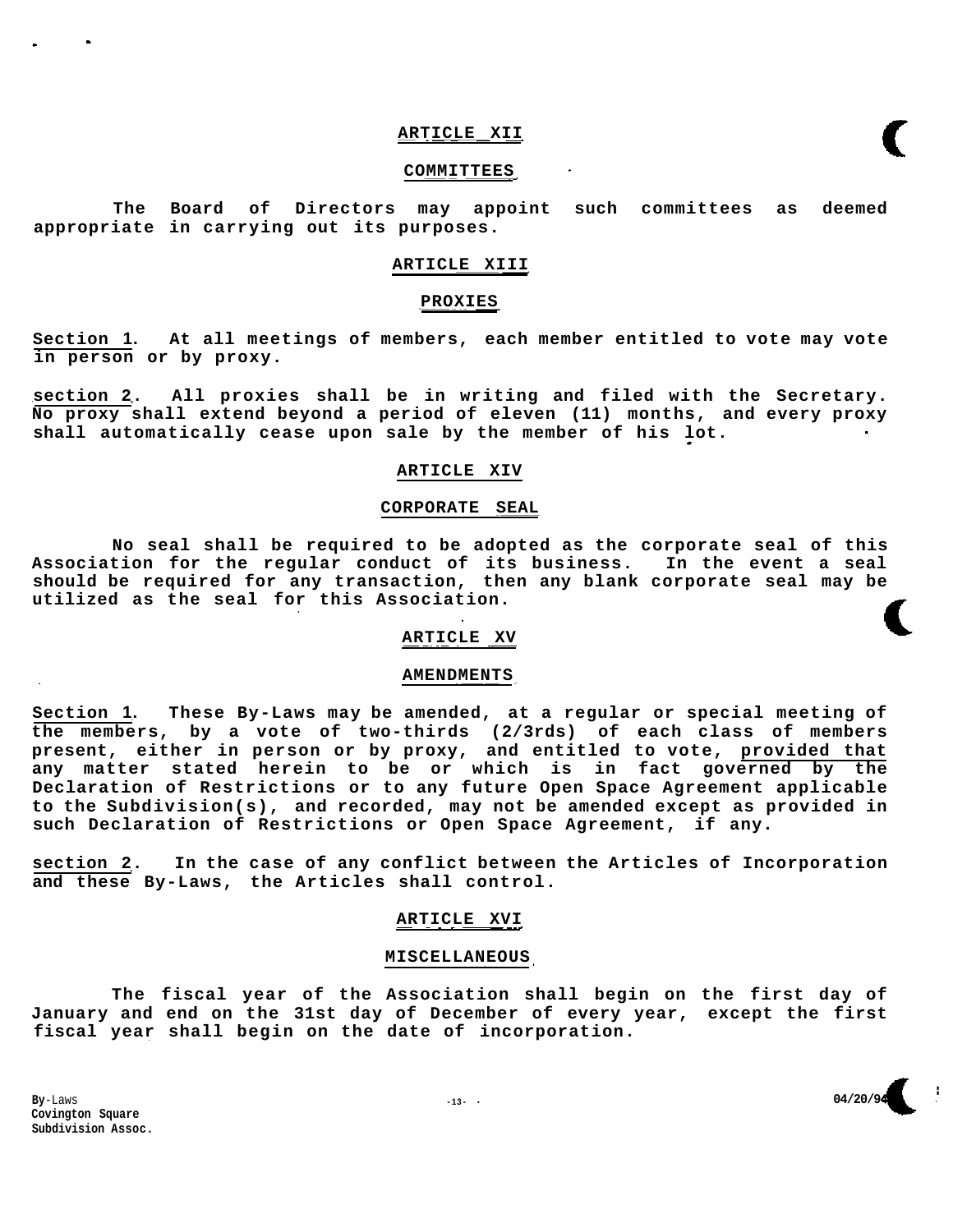## ARTICLE XII

## COMMITTEES

The Board of Directors may appoint such committees as deemed appropriate in carrying out its purposes.

## ARTICLE XIII

## PROXIES

Section 1. At all meetings of members, each member entitled to vote may vote in person or by proxy.

section 2. All proxies shall be in writing and filed with the Secretary. No proxy shall extend beyond a period of eleven (11) months, and every proxy shall automatically cease upon sale by the member of his lot.

## ARTICLE XIV

## CORPORATE SEAL

No seal shall be required to be adopted as the corporate seal of this Association for the regular conduct of its business. In the event a seal should be required for any transaction, then any blank corporate seal may be utilized as the seal for this Association.

## ARTICLE XV

## AMENDMENTS

Section 1. These By-Laws may be amended, at a regular or special meeting of the members, by a vote of two-thirds (2/3rds) of each class of members present, either in person or by proxy, and entitled to vote, provided that any matter stated herein to be or which is in fact governed by the Declaration of Restrictions or to any future Open Space Agreement applicable to the Subdivision(s), and recorded, may not be amended except as provided in such Declaration of Restrictions or Open Space Agreement, if any.

section 2. In the case of any conflict between the Articles of Incorporation and these By-Laws, the Articles shall control.

## ARTICLE XVI

## MISCELLANEOUS

The fiscal year of the Association shall begin on the first day of January and end on the 31st day of December of every year, except the first fiscal year shall begin on the date of incorporation.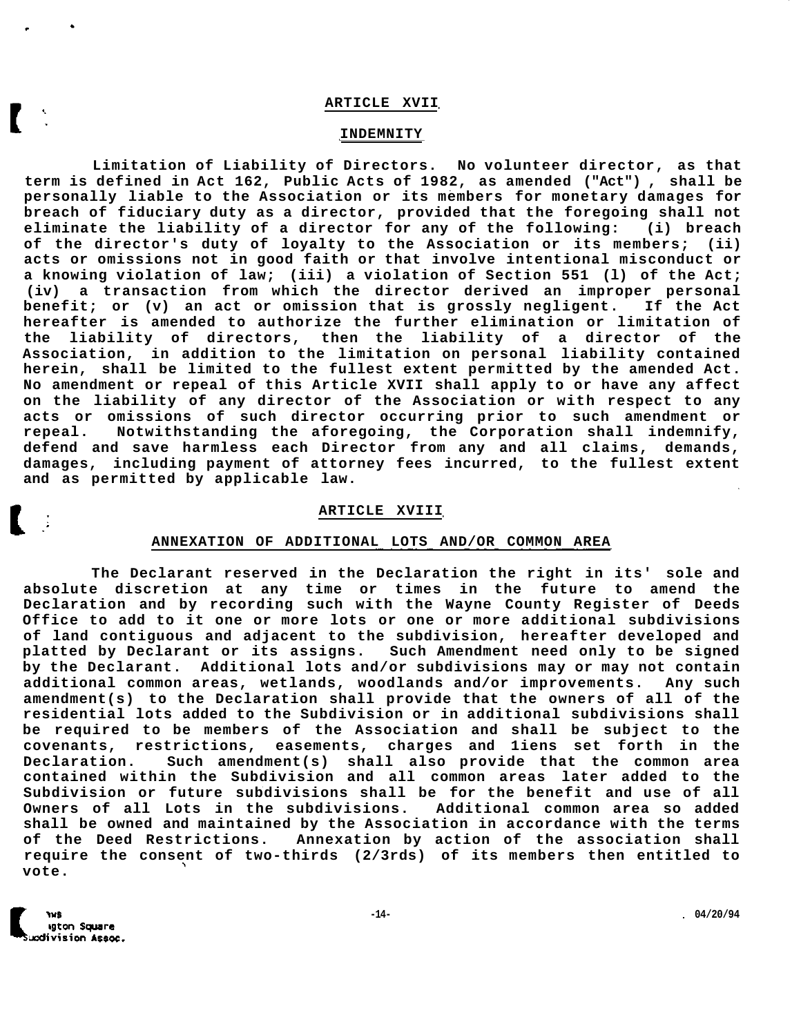## ARTICLE XVII

## INDEMNITY

**Limitation of Liability of Directors.** No volunteer director, as that term is defined in Act 162, Public Acts of 1982, as amended ("Act"), shall be personally liable to the Association or its members for monetary damages for breach of fiduciary duty as a director, provided that the foregoing shall not eliminate the liability of a director for any of the following: (i) breach of the director's duty of loyalty to the Association or its members; (ii) acts or omissions not in good faith or that involve intentional misconduct or a knowing violation of law; (iii) a violation of Section 551 (l) of the Act; (iv) a transaction from which the director derived an improper personal benefit; or (v) an act or omission that is grossly negligent. If the Act hereafter is amended to authorize the further elimination or limitation of the liability of directors, then the liability of a director of the Association, in addition to the limitation on personal liability contained herein, shall be limited to the fullest extent permitted by the amended Act. No amendment or repeal of this Article XVII shall apply to or have any affect on the liability of any director of the Association or with respect to any acts or omissions of such director occurring prior to such amendment or repeal. Notwithstanding the aforegoing, the Corporation shall indemnify, defend and save harmless each Director from any and all claims, demands, damages, including payment of attorney fees incurred, to the fullest extent and as permitted by applicable law.

## ARTICLE XVIII

## ANNEXATION OF ADDITIONAL LOTS AND/OR COMMON AREA

The Declarant reserved in the Declaration the right in its' sole and absolute discretion at any time or times in the future to amend the Declaration and by recording such with the Wayne County Register of Deeds Office to add to it one or more lots or one or more additional subdivisions of land contiguous and adjacent to the subdivision, hereafter developed and platted by Declarant or its assigns. Such Amendment need only to be signed by the Declarant. Additional lots and/or subdivisions may or may not contain additional common areas, wetlands, woodlands and/or improvements. Any such amendment(s) to the Declaration shall provide that the owners of all of the residential lots added to the Subdivision or in additional subdivisions shall be required to be members of the Association and shall be subject to the covenants, restrictions, easements, charges and liens set forth in the Declaration. Such amendment(s) shall also provide that the common area contained within the Subdivision and all common areas later added to the Subdivision or future subdivisions shall be for the benefit and use of all Owners of all Lots in the subdivisions. Additional common area so added shall be owned and maintained by the Association in accordance with the terms of the Deed Restrictions. Annexation by action of the association shall require the consent of two-thirds (2/3rds) of its members then entitled to vote.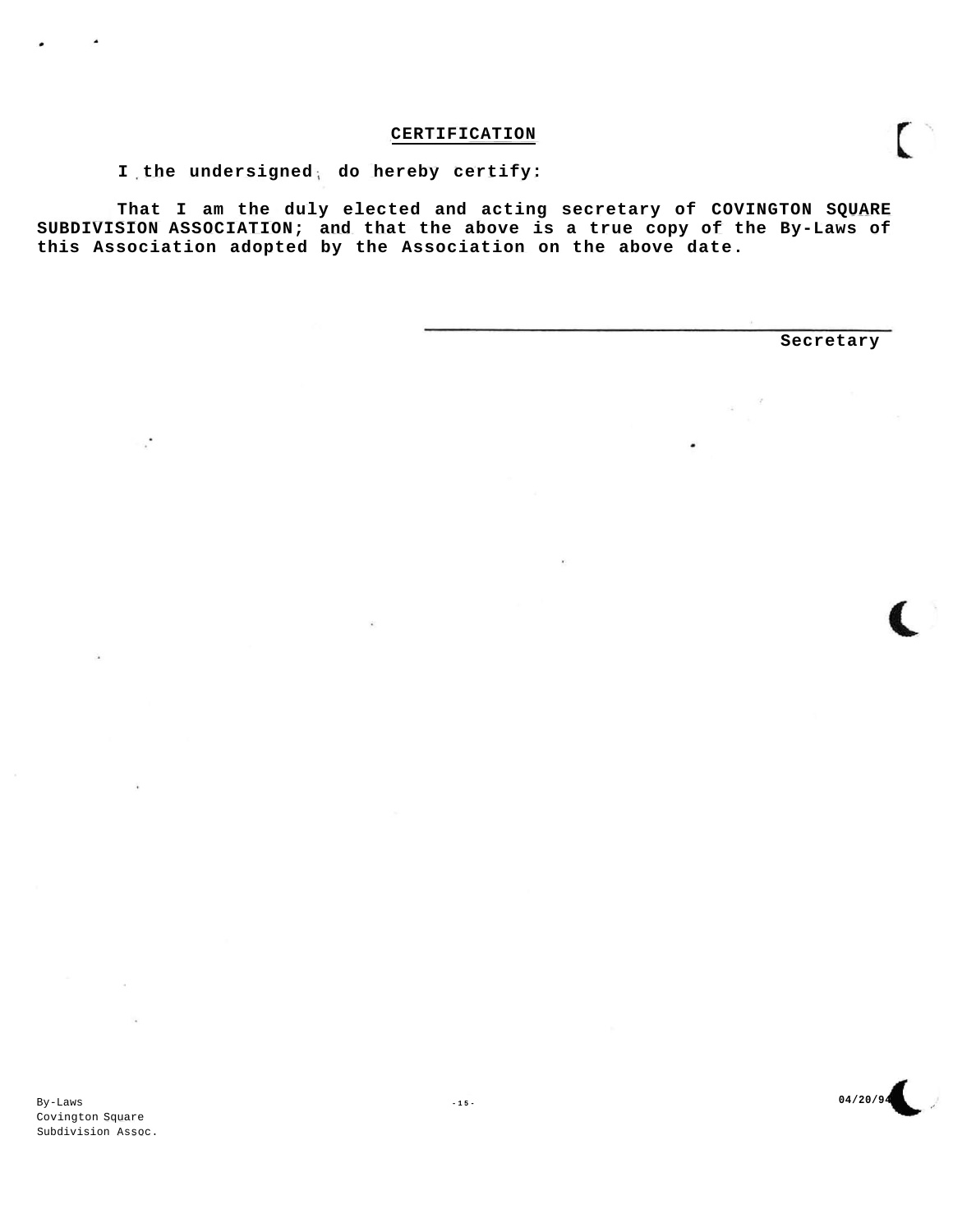# CERTIFICATION

I the undersigned, do hereby certify:

That I am the duly elected and acting secretary of COVINGTON SQUARE SUBDIVISION ASSOCIATION; and that the above is a true copy of the By-Laws of this Association adopted by the Association on the above date.

_______________________________________
Secretary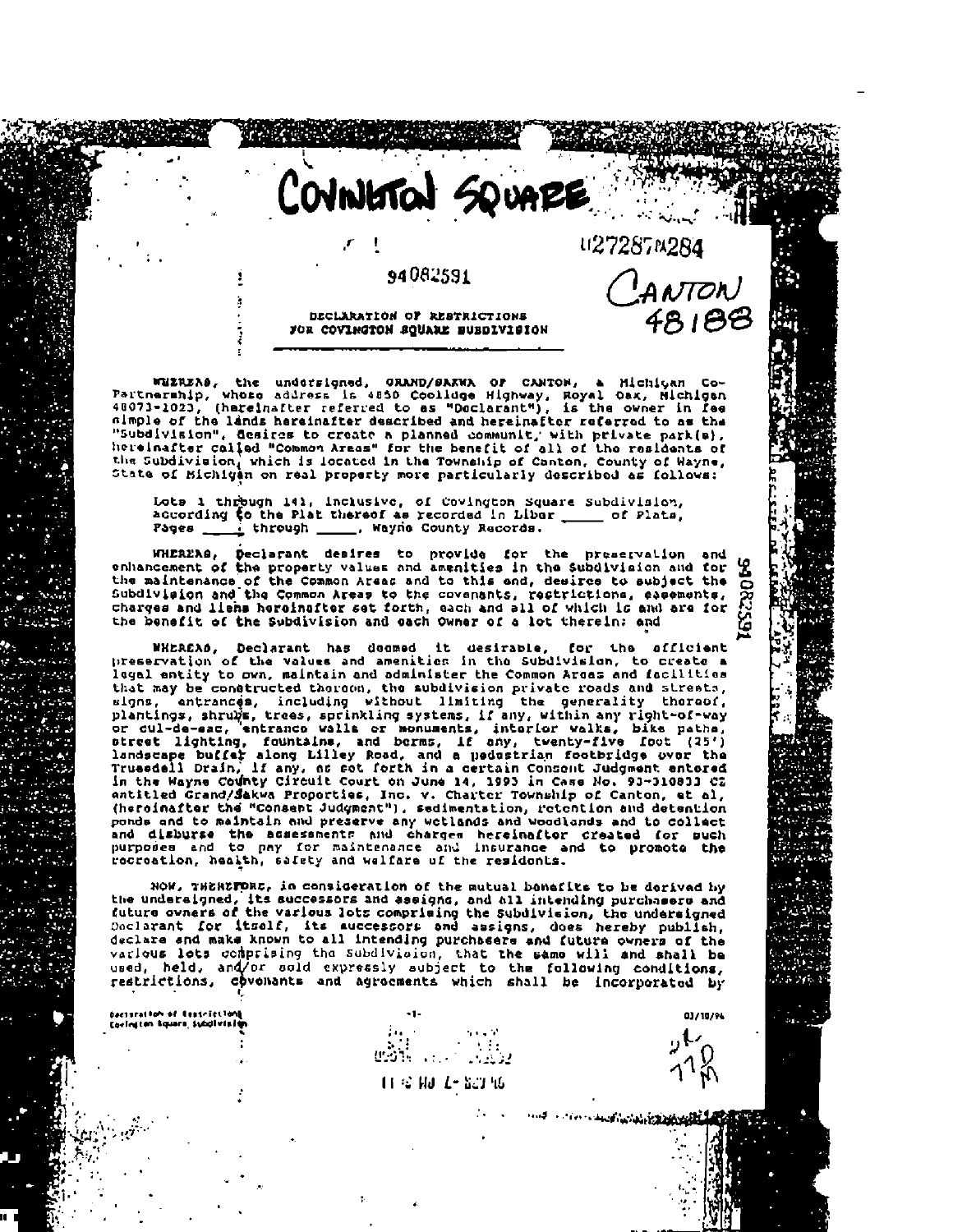COVINGTON SQUARE

U27287N284

94082591

CANTON 48188

# DECLARATION OF RESTRICTIONS FOR COVINGTON SQUARE SUBDIVISION

WHEREAS, the undersigned, GRAND/SAKWA OF CANTON, a Michigan Co-Partnership, whose address is 4850 Coolidge Highway, Royal Oak, Michigan 48073-1023, (hereinafter referred to as "Declarant"), is the owner in fee simple of the lands hereinafter described and hereinafter referred to as the "Subdivision", desires to create a planned community with private park(s), hereinafter called "Common Areas" for the benefit of all of the residents of the Subdivision, which is located in the Township of Canton, County of Wayne, State of Michigan on real property more particularly described as follows:

> Lots 1 through 141, inclusive, of Covington Square Subdivision, according to the Plat thereof as recorded in Liber _____ of Plats, Pages _____ through _____, Wayne County Records.

WHEREAS, Declarant desires to provide for the preservation and enhancement of the property values and amenities in the Subdivision and for the maintenance of the Common Areas and to this end, desires to subject the Subdivision and the Common Areas to the covenants, restrictions, easements, charges and liens hereinafter set forth, each and all of which is and are for the benefit of the Subdivision and each Owner of a lot therein; and

WHEREAS, Declarant has deemed it desirable, for the efficient preservation of the values and amenities in the Subdivision, to create a legal entity to own, maintain and administer the Common Areas and facilities that may be constructed thereon, the subdivision private roads and streets, signs, entrances, including without limiting the generality thereof, plantings, shrubs, trees, sprinkling systems, if any, within any right-of-way or cul-de-sac, entrance walls or monuments, interior walks, bike paths, street lighting, fountains, and berms, if any, twenty-five foot (25') landscape buffer along Lilley Road, and a pedestrian footbridge over the Truesdell Drain, if any, as set forth in a certain Consent Judgment entered in the Wayne County Circuit Court on June 14, 1993 in Case No. 93-310833 CZ entitled Grand/Sakwa Properties, Inc. v. Charter Township of Canton, et al, (hereinafter the "Consent Judgment"), sedimentation, retention and detention ponds and to maintain and preserve any wetlands and woodlands and to collect and disburse the assessments and charges hereinafter created for such purposes and to pay for maintenance and insurance and to promote the recreation, health, safety and welfare of the residents.

NOW, THEREFORE, in consideration of the mutual benefits to be derived by the undersigned, its successors and assigns, and all intending purchasers and future owners of the various lots comprising the Subdivision, the undersigned Declarant for itself, its successors and assigns, does hereby publish, declare and make known to all intending purchasers and future owners of the various lots comprising the Subdivision, that the same will and shall be used, held, and/or sold expressly subject to the following conditions, restrictions, covenants and agreements which shall be incorporated by

Declaration of Restrictions Covington Square Subdivision -1- 03/10/94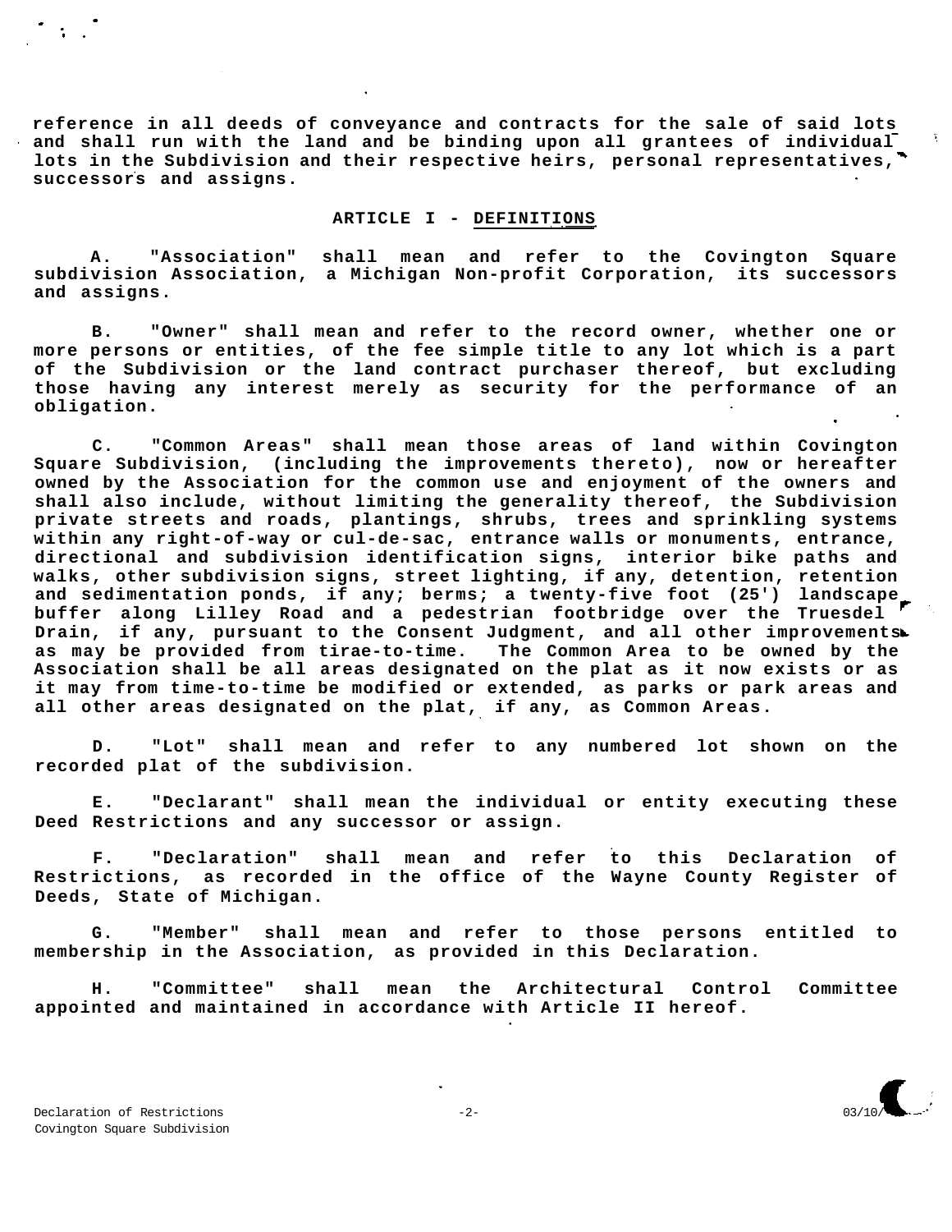reference in all deeds of conveyance and contracts for the sale of said lots and shall run with the land and be binding upon all grantees of individual lots in the Subdivision and their respective heirs, personal representatives, successors and assigns.

## ARTICLE I - DEFINITIONS

A. "Association" shall mean and refer to the Covington Square subdivision Association, a Michigan Non-profit Corporation, its successors and assigns.

B. "Owner" shall mean and refer to the record owner, whether one or more persons or entities, of the fee simple title to any lot which is a part of the Subdivision or the land contract purchaser thereof, but excluding those having any interest merely as security for the performance of an obligation.

C. "Common Areas" shall mean those areas of land within Covington Square Subdivision, (including the improvements thereto), now or hereafter owned by the Association for the common use and enjoyment of the owners and shall also include, without limiting the generality thereof, the Subdivision private streets and roads, plantings, shrubs, trees and sprinkling systems within any right-of-way or cul-de-sac, entrance walls or monuments, entrance, directional and subdivision identification signs, interior bike paths and walks, other subdivision signs, street lighting, if any, detention, retention and sedimentation ponds, if any; berms; a twenty-five foot (25') landscape buffer along Lilley Road and a pedestrian footbridge over the Truesdel Drain, if any, pursuant to the Consent Judgment, and all other improvements as may be provided from tirae-to-time. The Common Area to be owned by the Association shall be all areas designated on the plat as it now exists or as it may from time-to-time be modified or extended, as parks or park areas and all other areas designated on the plat, if any, as Common Areas.

D. "Lot" shall mean and refer to any numbered lot shown on the recorded plat of the subdivision.

E. "Declarant" shall mean the individual or entity executing these Deed Restrictions and any successor or assign.

F. "Declaration" shall mean and refer to this Declaration of Restrictions, as recorded in the office of the Wayne County Register of Deeds, State of Michigan.

G. "Member" shall mean and refer to those persons entitled to membership in the Association, as provided in this Declaration.

H. "Committee" shall mean the Architectural Control Committee appointed and maintained in accordance with Article II hereof.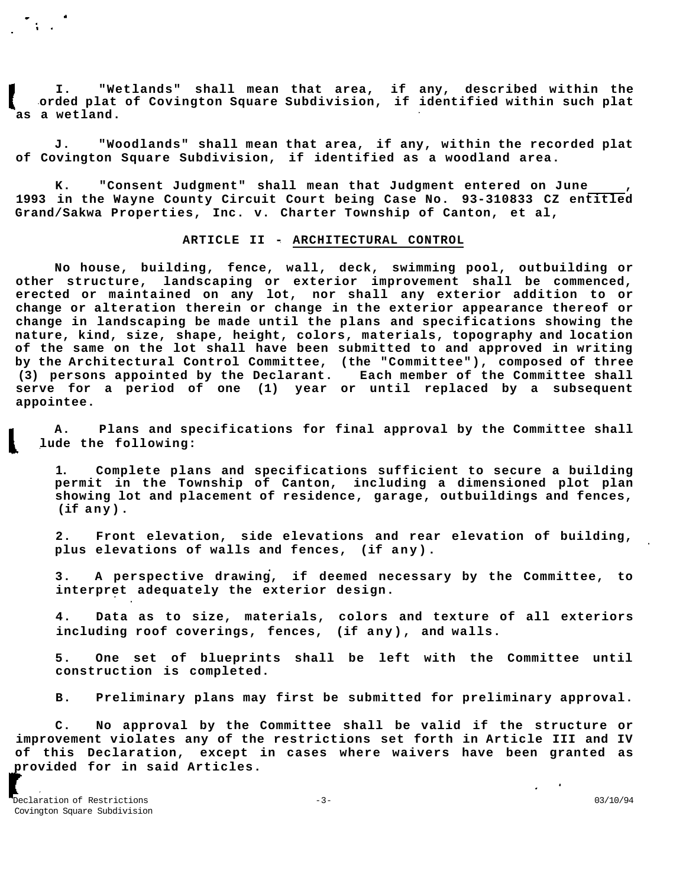I. "Wetlands" shall mean that area, if any, described within the orded plat of Covington Square Subdivision, if identified within such plat as a wetland.

J. "Woodlands" shall mean that area, if any, within the recorded plat of Covington Square Subdivision, if identified as a woodland area.

K. "Consent Judgment" shall mean that Judgment entered on June ____, 1993 in the Wayne County Circuit Court being Case No. 93-310833 CZ entitled Grand/Sakwa Properties, Inc. v. Charter Township of Canton, et al,

## ARTICLE II - ARCHITECTURAL CONTROL

No house, building, fence, wall, deck, swimming pool, outbuilding or other structure, landscaping or exterior improvement shall be commenced, erected or maintained on any lot, nor shall any exterior addition to or change or alteration therein or change in the exterior appearance thereof or change in landscaping be made until the plans and specifications showing the nature, kind, size, shape, height, colors, materials, topography and location of the same on the lot shall have been submitted to and approved in writing by the Architectural Control Committee, (the "Committee"), composed of three (3) persons appointed by the Declarant. Each member of the Committee shall serve for a period of one (1) year or until replaced by a subsequent appointee.

A. Plans and specifications for final approval by the Committee shall lude the following:

1. Complete plans and specifications sufficient to secure a building permit in the Township of Canton, including a dimensioned plot plan showing lot and placement of residence, garage, outbuildings and fences, (if any).

2. Front elevation, side elevations and rear elevation of building, plus elevations of walls and fences, (if any).

3. A perspective drawing, if deemed necessary by the Committee, to interpret adequately the exterior design.

4. Data as to size, materials, colors and texture of all exteriors including roof coverings, fences, (if any), and walls.

5. One set of blueprints shall be left with the Committee until construction is completed.

B. Preliminary plans may first be submitted for preliminary approval.

C. No approval by the Committee shall be valid if the structure or improvement violates any of the restrictions set forth in Article III and IV of this Declaration, except in cases where waivers have been granted as provided for in said Articles.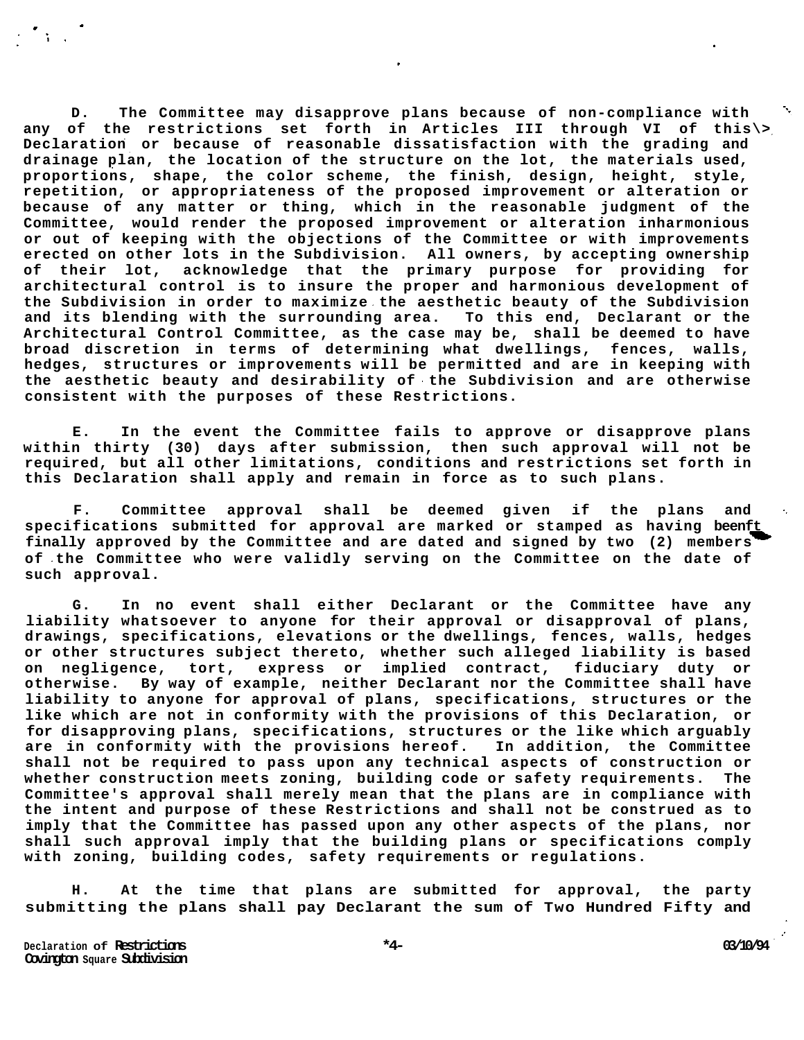**D. The Committee may disapprove plans because of non-compliance with any of the restrictions set forth in Articles III through VI of this Declaration or because of reasonable dissatisfaction with the grading and drainage plan, the location of the structure on the lot, the materials used, proportions, shape, the color scheme, the finish, design, height, style, repetition, or appropriateness of the proposed improvement or alteration or because of any matter or thing, which in the reasonable judgment of the Committee, would render the proposed improvement or alteration inharmonious or out of keeping with the objections of the Committee or with improvements erected on other lots in the Subdivision. All owners, by accepting ownership of their lot, acknowledge that the primary purpose for providing for architectural control is to insure the proper and harmonious development of the Subdivision in order to maximize the aesthetic beauty of the Subdivision and its blending with the surrounding area. To this end, Declarant or the Architectural Control Committee, as the case may be, shall be deemed to have broad discretion in terms of determining what dwellings, fences, walls, hedges, structures or improvements will be permitted and are in keeping with the aesthetic beauty and desirability of the Subdivision and are otherwise consistent with the purposes of these Restrictions.**

**E. In the event the Committee fails to approve or disapprove plans within thirty (30) days after submission, then such approval will not be required, but all other limitations, conditions and restrictions set forth in this Declaration shall apply and remain in force as to such plans.**

**F. Committee approval shall be deemed given if the plans and specifications submitted for approval are marked or stamped as having been finally approved by the Committee and are dated and signed by two (2) members of the Committee who were validly serving on the Committee on the date of such approval.**

**G. In no event shall either Declarant or the Committee have any liability whatsoever to anyone for their approval or disapproval of plans, drawings, specifications, elevations or the dwellings, fences, walls, hedges or other structures subject thereto, whether such alleged liability is based on negligence, tort, express or implied contract, fiduciary duty or otherwise. By way of example, neither Declarant nor the Committee shall have liability to anyone for approval of plans, specifications, structures or the like which are not in conformity with the provisions of this Declaration, or for disapproving plans, specifications, structures or the like which arguably are in conformity with the provisions hereof. In addition, the Committee shall not be required to pass upon any technical aspects of construction or whether construction meets zoning, building code or safety requirements. The Committee's approval shall merely mean that the plans are in compliance with the intent and purpose of these Restrictions and shall not be construed as to imply that the Committee has passed upon any other aspects of the plans, nor shall such approval imply that the building plans or specifications comply with zoning, building codes, safety requirements or regulations.**

**H. At the time that plans are submitted for approval, the party submitting the plans shall pay Declarant the sum of Two Hundred Fifty and**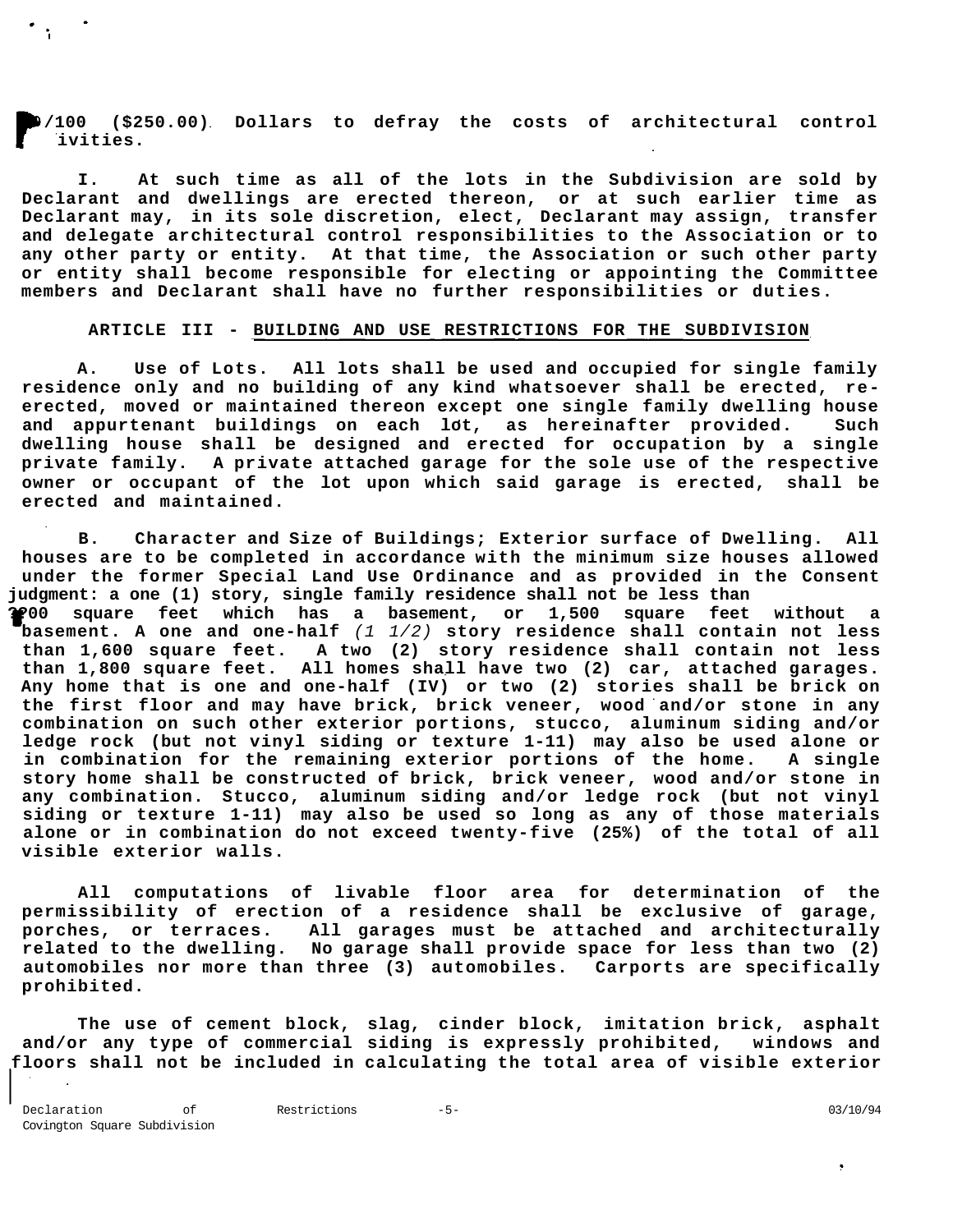0/100 ($250.00) Dollars to defray the costs of architectural control activities.

I. At such time as all of the lots in the Subdivision are sold by Declarant and dwellings are erected thereon, or at such earlier time as Declarant may, in its sole discretion, elect, Declarant may assign, transfer and delegate architectural control responsibilities to the Association or to any other party or entity. At that time, the Association or such other party or entity shall become responsible for electing or appointing the Committee members and Declarant shall have no further responsibilities or duties.

## ARTICLE III - BUILDING AND USE RESTRICTIONS FOR THE SUBDIVISION

A. Use of Lots. All lots shall be used and occupied for single family residence only and no building of any kind whatsoever shall be erected, re-erected, moved or maintained thereon except one single family dwelling house and appurtenant buildings on each lot, as hereinafter provided. Such dwelling house shall be designed and erected for occupation by a single private family. A private attached garage for the sole use of the respective owner or occupant of the lot upon which said garage is erected, shall be erected and maintained.

B. Character and Size of Buildings; Exterior surface of Dwelling. All houses are to be completed in accordance with the minimum size houses allowed under the former Special Land Use Ordinance and as provided in the Consent judgment: a one (1) story, single family residence shall not be less than 1200 square feet which has a basement, or 1,500 square feet without a basement. A one and one-half *(1 1/2)* story residence shall contain not less than 1,600 square feet. A two (2) story residence shall contain not less than 1,800 square feet. All homes shall have two (2) car, attached garages. Any home that is one and one-half (IV) or two (2) stories shall be brick on the first floor and may have brick, brick veneer, wood and/or stone in any combination on such other exterior portions, stucco, aluminum siding and/or ledge rock (but not vinyl siding or texture 1-11) may also be used alone or in combination for the remaining exterior portions of the home. A single story home shall be constructed of brick, brick veneer, wood and/or stone in any combination. Stucco, aluminum siding and/or ledge rock (but not vinyl siding or texture 1-11) may also be used so long as any of those materials alone or in combination do not exceed twenty-five (25%) of the total of all visible exterior walls.

All computations of livable floor area for determination of the permissibility of erection of a residence shall be exclusive of garage, porches, or terraces. All garages must be attached and architecturally related to the dwelling. No garage shall provide space for less than two (2) automobiles nor more than three (3) automobiles. Carports are specifically prohibited.

The use of cement block, slag, cinder block, imitation brick, asphalt and/or any type of commercial siding is expressly prohibited, windows and floors shall not be included in calculating the total area of visible exterior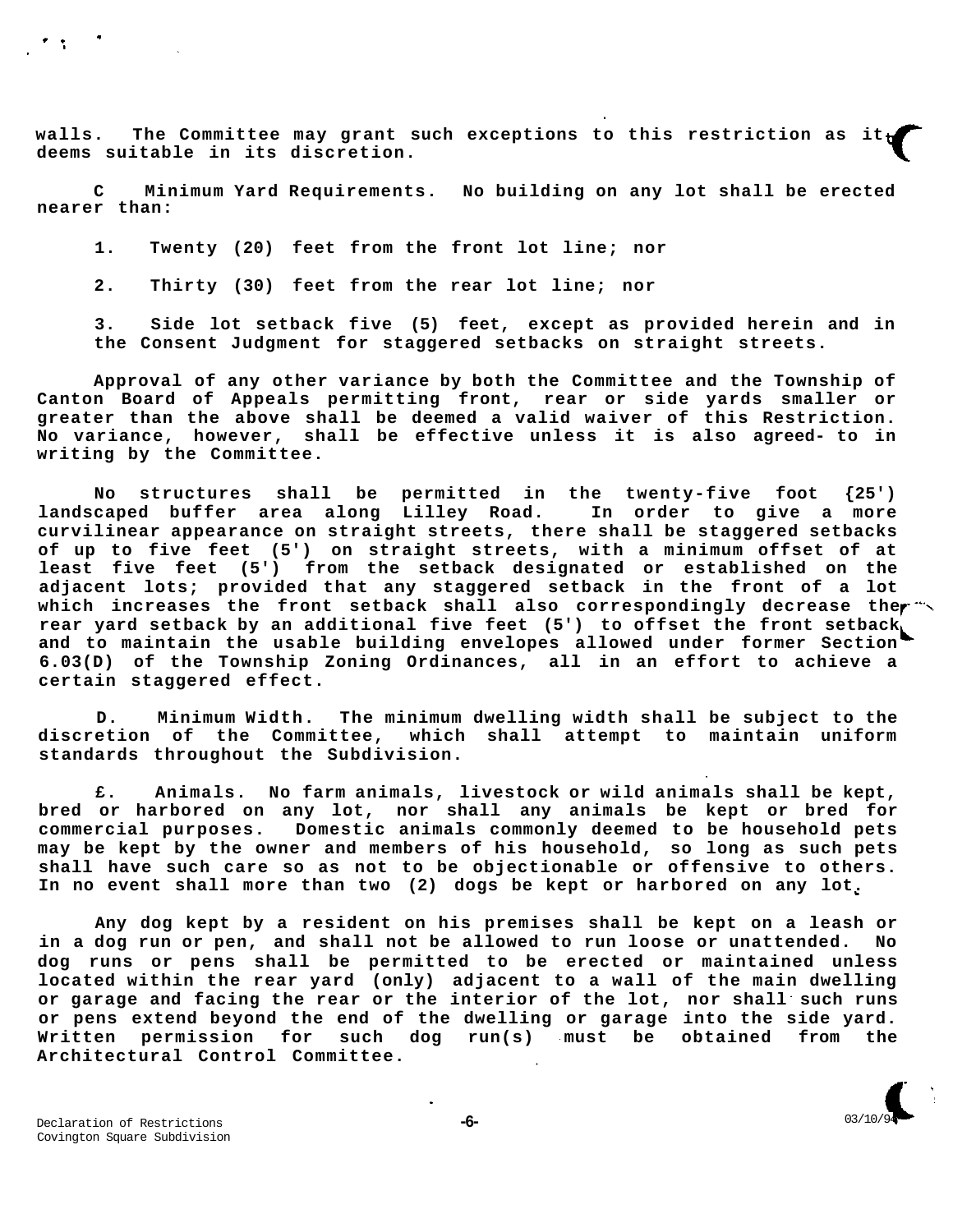walls. The Committee may grant such exceptions to this restriction as it deems suitable in its discretion.

C Minimum Yard Requirements. No building on any lot shall be erected nearer than:

1. Twenty (20) feet from the front lot line; nor

2. Thirty (30) feet from the rear lot line; nor

3. Side lot setback five (5) feet, except as provided herein and in the Consent Judgment for staggered setbacks on straight streets.

Approval of any other variance by both the Committee and the Township of Canton Board of Appeals permitting front, rear or side yards smaller or greater than the above shall be deemed a valid waiver of this Restriction. No variance, however, shall be effective unless it is also agreed- to in writing by the Committee.

No structures shall be permitted in the twenty-five foot {25') landscaped buffer area along Lilley Road. In order to give a more curvilinear appearance on straight streets, there shall be staggered setbacks of up to five feet (5') on straight streets, with a minimum offset of at least five feet (5') from the setback designated or established on the adjacent lots; provided that any staggered setback in the front of a lot which increases the front setback shall also correspondingly decrease the rear yard setback by an additional five feet (5') to offset the front setback and to maintain the usable building envelopes allowed under former Section 6.03(D) of the Township Zoning Ordinances, all in an effort to achieve a certain staggered effect.

D. Minimum Width. The minimum dwelling width shall be subject to the discretion of the Committee, which shall attempt to maintain uniform standards throughout the Subdivision.

£. Animals. No farm animals, livestock or wild animals shall be kept, bred or harbored on any lot, nor shall any animals be kept or bred for commercial purposes. Domestic animals commonly deemed to be household pets may be kept by the owner and members of his household, so long as such pets shall have such care so as not to be objectionable or offensive to others. In no event shall more than two (2) dogs be kept or harbored on any lot.

Any dog kept by a resident on his premises shall be kept on a leash or in a dog run or pen, and shall not be allowed to run loose or unattended. No dog runs or pens shall be permitted to be erected or maintained unless located within the rear yard (only) adjacent to a wall of the main dwelling or garage and facing the rear or the interior of the lot, nor shall such runs or pens extend beyond the end of the dwelling or garage into the side yard. Written permission for such dog run(s) must be obtained from the Architectural Control Committee.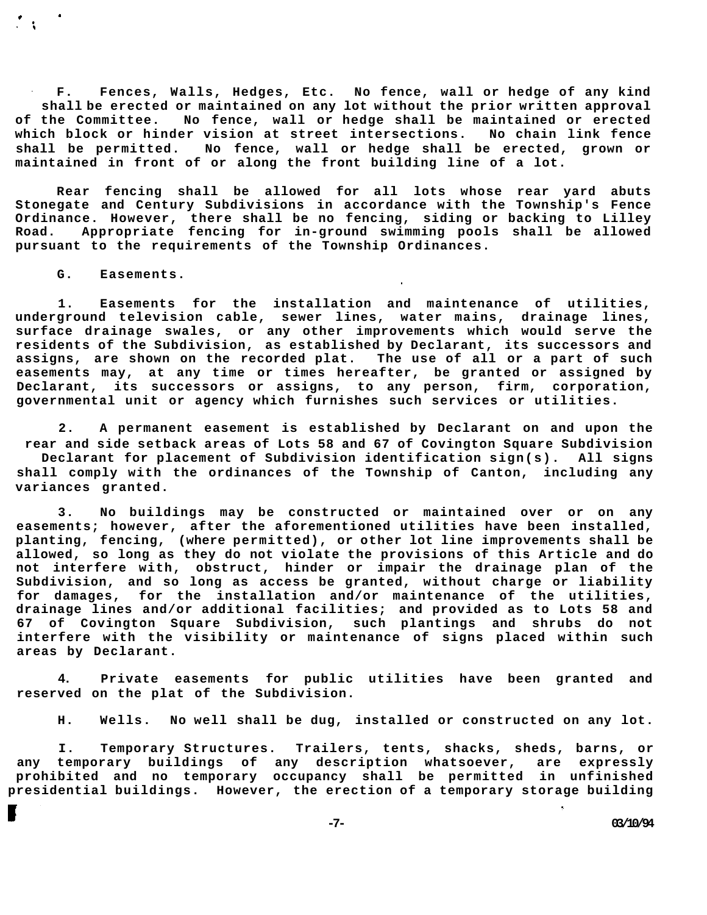**F. Fences, Walls, Hedges, Etc.** No fence, wall or hedge of any kind shall be erected or maintained on any lot without the prior written approval of the Committee. No fence, wall or hedge shall be maintained or erected which block or hinder vision at street intersections. No chain link fence shall be permitted. No fence, wall or hedge shall be erected, grown or maintained in front of or along the front building line of a lot.

Rear fencing shall be allowed for all lots whose rear yard abuts Stonegate and Century Subdivisions in accordance with the Township's Fence Ordinance. However, there shall be no fencing, siding or backing to Lilley Road. Appropriate fencing for in-ground swimming pools shall be allowed pursuant to the requirements of the Township Ordinances.

**G. Easements.**

1. Easements for the installation and maintenance of utilities, underground television cable, sewer lines, water mains, drainage lines, surface drainage swales, or any other improvements which would serve the residents of the Subdivision, as established by Declarant, its successors and assigns, are shown on the recorded plat. The use of all or a part of such easements may, at any time or times hereafter, be granted or assigned by Declarant, its successors or assigns, to any person, firm, corporation, governmental unit or agency which furnishes such services or utilities.

2. A permanent easement is established by Declarant on and upon the rear and side setback areas of Lots 58 and 67 of Covington Square Subdivision Declarant for placement of Subdivision identification sign(s). All signs shall comply with the ordinances of the Township of Canton, including any variances granted.

3. No buildings may be constructed or maintained over or on any easements; however, after the aforementioned utilities have been installed, planting, fencing, (where permitted), or other lot line improvements shall be allowed, so long as they do not violate the provisions of this Article and do not interfere with, obstruct, hinder or impair the drainage plan of the Subdivision, and so long as access be granted, without charge or liability for damages, for the installation and/or maintenance of the utilities, drainage lines and/or additional facilities; and provided as to Lots 58 and 67 of Covington Square Subdivision, such plantings and shrubs do not interfere with the visibility or maintenance of signs placed within such areas by Declarant.

4. Private easements for public utilities have been granted and reserved on the plat of the Subdivision.

**H. Wells.** No well shall be dug, installed or constructed on any lot.

**I. Temporary Structures.** Trailers, tents, shacks, sheds, barns, or any temporary buildings of any description whatsoever, are expressly prohibited and no temporary occupancy shall be permitted in unfinished presidential buildings. However, the erection of a temporary storage building

03/10/94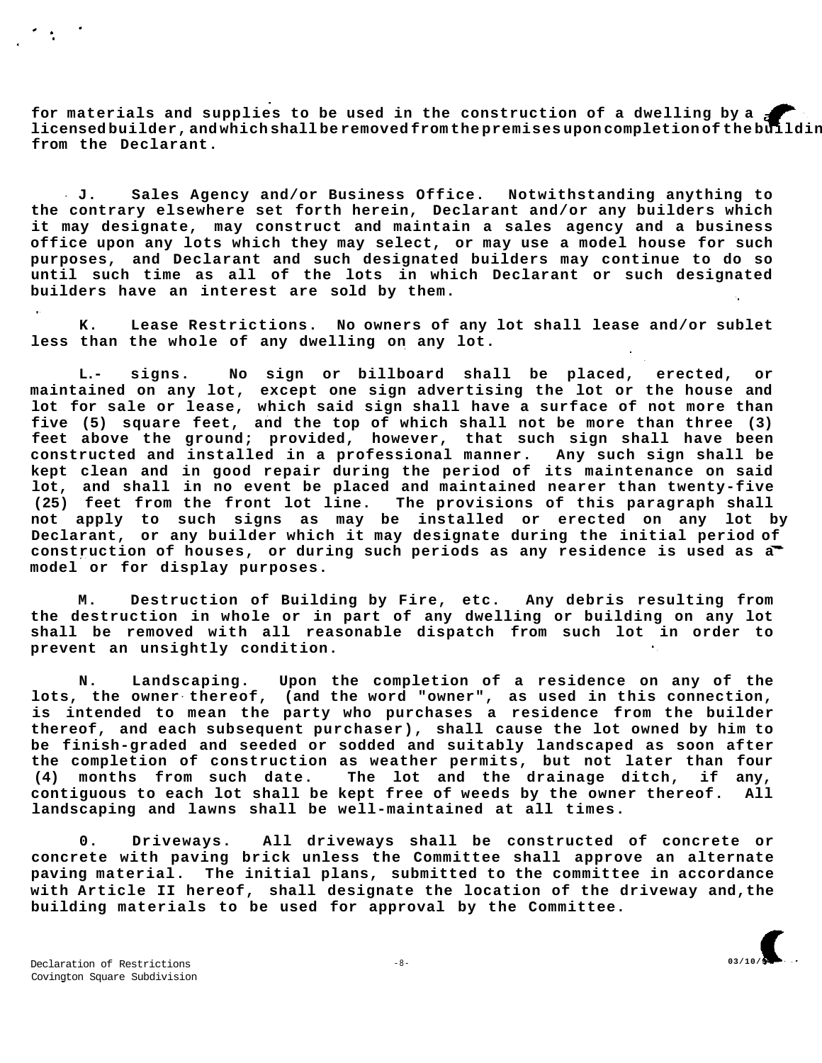for materials and supplies to be used in the construction of a dwelling by a licensed builder, and which shall be removed from the premises upon completion of the building from the Declarant.

J. Sales Agency and/or Business Office. Notwithstanding anything to the contrary elsewhere set forth herein, Declarant and/or any builders which it may designate, may construct and maintain a sales agency and a business office upon any lots which they may select, or may use a model house for such purposes, and Declarant and such designated builders may continue to do so until such time as all of the lots in which Declarant or such designated builders have an interest are sold by them.

K. Lease Restrictions. No owners of any lot shall lease and/or sublet less than the whole of any dwelling on any lot.

L.- signs. No sign or billboard shall be placed, erected, or maintained on any lot, except one sign advertising the lot or the house and lot for sale or lease, which said sign shall have a surface of not more than five (5) square feet, and the top of which shall not be more than three (3) feet above the ground; provided, however, that such sign shall have been constructed and installed in a professional manner. Any such sign shall be kept clean and in good repair during the period of its maintenance on said lot, and shall in no event be placed and maintained nearer than twenty-five (25) feet from the front lot line. The provisions of this paragraph shall not apply to such signs as may be installed or erected on any lot by Declarant, or any builder which it may designate during the initial period of construction of houses, or during such periods as any residence is used as a model or for display purposes.

M. Destruction of Building by Fire, etc. Any debris resulting from the destruction in whole or in part of any dwelling or building on any lot shall be removed with all reasonable dispatch from such lot in order to prevent an unsightly condition.

N. Landscaping. Upon the completion of a residence on any of the lots, the owner thereof, (and the word "owner", as used in this connection, is intended to mean the party who purchases a residence from the builder thereof, and each subsequent purchaser), shall cause the lot owned by him to be finish-graded and seeded or sodded and suitably landscaped as soon after the completion of construction as weather permits, but not later than four (4) months from such date. The lot and the drainage ditch, if any, contiguous to each lot shall be kept free of weeds by the owner thereof. All landscaping and lawns shall be well-maintained at all times.

O. Driveways. All driveways shall be constructed of concrete or concrete with paving brick unless the Committee shall approve an alternate paving material. The initial plans, submitted to the committee in accordance with Article II hereof, shall designate the location of the driveway and, the building materials to be used for approval by the Committee.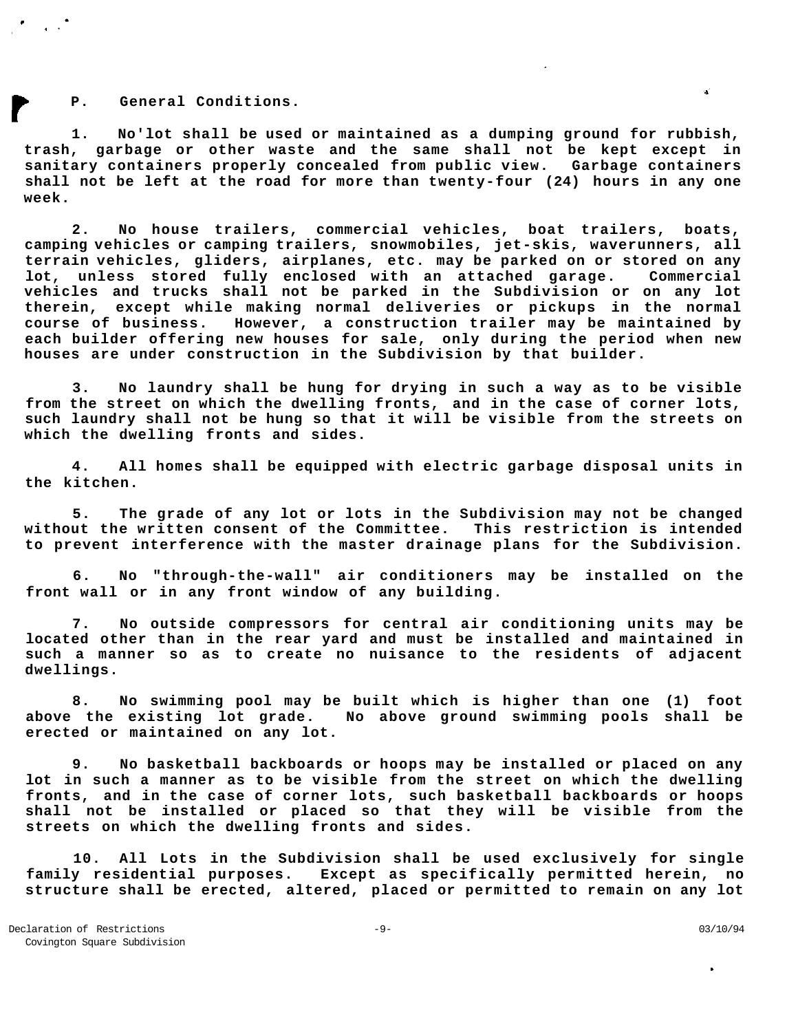**P. General Conditions.**

**1. No'lot shall be used or maintained as a dumping ground for rubbish, trash, garbage or other waste and the same shall not be kept except in sanitary containers properly concealed from public view. Garbage containers shall not be left at the road for more than twenty-four (24) hours in any one week.**

**2. No house trailers, commercial vehicles, boat trailers, boats, camping vehicles or camping trailers, snowmobiles, jet-skis, waverunners, all terrain vehicles, gliders, airplanes, etc. may be parked on or stored on any lot, unless stored fully enclosed with an attached garage. Commercial vehicles and trucks shall not be parked in the Subdivision or on any lot therein, except while making normal deliveries or pickups in the normal course of business. However, a construction trailer may be maintained by each builder offering new houses for sale, only during the period when new houses are under construction in the Subdivision by that builder.**

**3. No laundry shall be hung for drying in such a way as to be visible from the street on which the dwelling fronts, and in the case of corner lots, such laundry shall not be hung so that it will be visible from the streets on which the dwelling fronts and sides.**

**4. All homes shall be equipped with electric garbage disposal units in the kitchen.**

**5. The grade of any lot or lots in the Subdivision may not be changed without the written consent of the Committee. This restriction is intended to prevent interference with the master drainage plans for the Subdivision.**

**6. No "through-the-wall" air conditioners may be installed on the front wall or in any front window of any building.**

**7. No outside compressors for central air conditioning units may be located other than in the rear yard and must be installed and maintained in such a manner so as to create no nuisance to the residents of adjacent dwellings.**

**8. No swimming pool may be built which is higher than one (1) foot above the existing lot grade. No above ground swimming pools shall be erected or maintained on any lot.**

**9. No basketball backboards or hoops may be installed or placed on any lot in such a manner as to be visible from the street on which the dwelling fronts, and in the case of corner lots, such basketball backboards or hoops shall not be installed or placed so that they will be visible from the streets on which the dwelling fronts and sides.**

**10. All Lots in the Subdivision shall be used exclusively for single family residential purposes. Except as specifically permitted herein, no structure shall be erected, altered, placed or permitted to remain on any lot**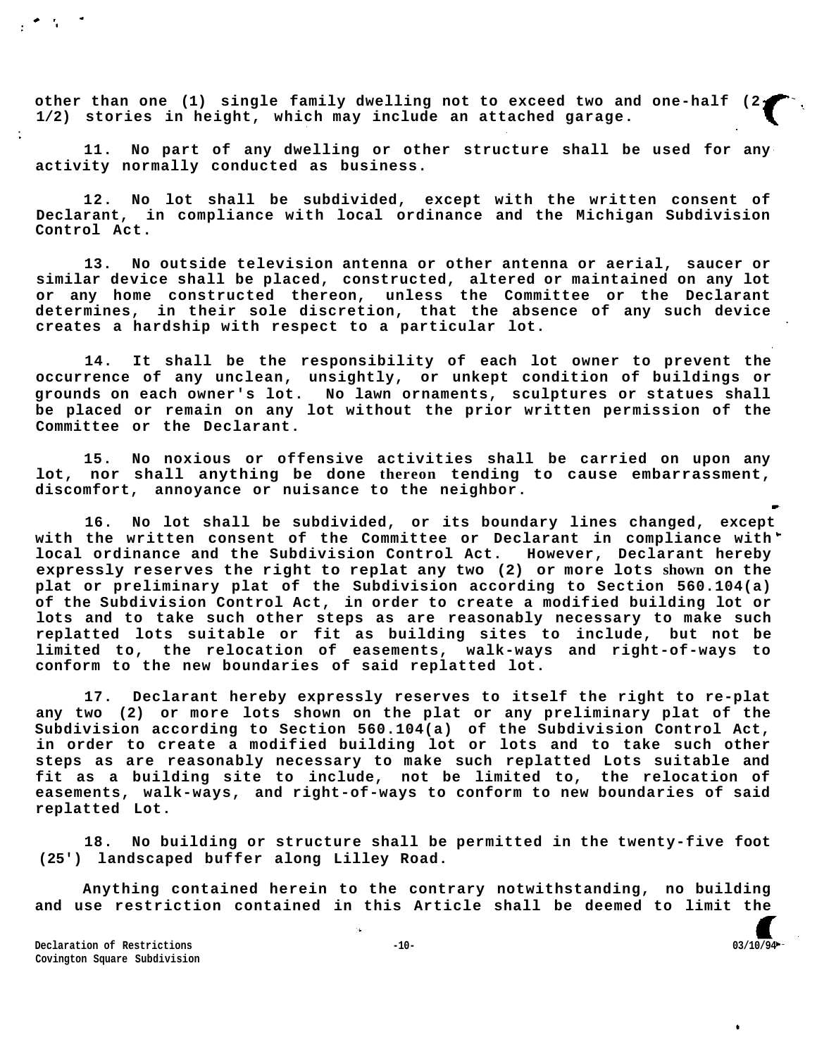other than one (1) single family dwelling not to exceed two and one-half (2 1/2) stories in height, which may include an attached garage.

11. No part of any dwelling or other structure shall be used for any activity normally conducted as business.

12. No lot shall be subdivided, except with the written consent of Declarant, in compliance with local ordinance and the Michigan Subdivision Control Act.

13. No outside television antenna or other antenna or aerial, saucer or similar device shall be placed, constructed, altered or maintained on any lot or any home constructed thereon, unless the Committee or the Declarant determines, in their sole discretion, that the absence of any such device creates a hardship with respect to a particular lot.

14. It shall be the responsibility of each lot owner to prevent the occurrence of any unclean, unsightly, or unkept condition of buildings or grounds on each owner's lot. No lawn ornaments, sculptures or statues shall be placed or remain on any lot without the prior written permission of the Committee or the Declarant.

15. No noxious or offensive activities shall be carried on upon any lot, nor shall anything be done thereon tending to cause embarrassment, discomfort, annoyance or nuisance to the neighbor.

16. No lot shall be subdivided, or its boundary lines changed, except with the written consent of the Committee or Declarant in compliance with local ordinance and the Subdivision Control Act. However, Declarant hereby expressly reserves the right to replat any two (2) or more lots shown on the plat or preliminary plat of the Subdivision according to Section 560.104(a) of the Subdivision Control Act, in order to create a modified building lot or lots and to take such other steps as are reasonably necessary to make such replatted lots suitable or fit as building sites to include, but not be limited to, the relocation of easements, walk-ways and right-of-ways to conform to the new boundaries of said replatted lot.

17. Declarant hereby expressly reserves to itself the right to re-plat any two (2) or more lots shown on the plat or any preliminary plat of the Subdivision according to Section 560.104(a) of the Subdivision Control Act, in order to create a modified building lot or lots and to take such other steps as are reasonably necessary to make such replatted Lots suitable and fit as a building site to include, not be limited to, the relocation of easements, walk-ways, and right-of-ways to conform to new boundaries of said replatted Lot.

18. No building or structure shall be permitted in the twenty-five foot (25') landscaped buffer along Lilley Road.

Anything contained herein to the contrary notwithstanding, no building and use restriction contained in this Article shall be deemed to limit the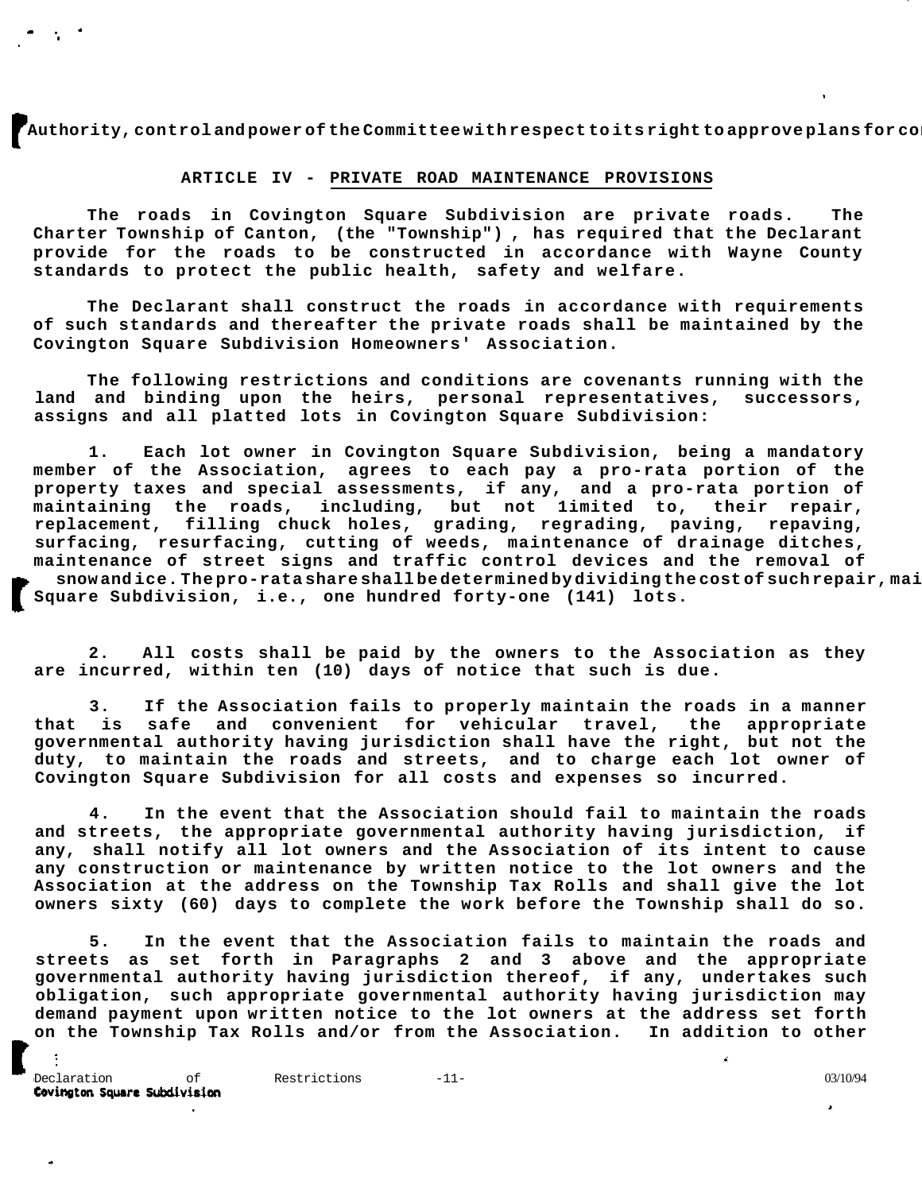Authority, control and power of the Committee with respect to its right to approve plans for co

## ARTICLE IV - PRIVATE ROAD MAINTENANCE PROVISIONS

The roads in Covington Square Subdivision are private roads. The Charter Township of Canton, (the "Township") , has required that the Declarant provide for the roads to be constructed in accordance with Wayne County standards to protect the public health, safety and welfare.

The Declarant shall construct the roads in accordance with requirements of such standards and thereafter the private roads shall be maintained by the Covington Square Subdivision Homeowners' Association.

The following restrictions and conditions are covenants running with the land and binding upon the heirs, personal representatives, successors, assigns and all platted lots in Covington Square Subdivision:

1. Each lot owner in Covington Square Subdivision, being a mandatory member of the Association, agrees to each pay a pro-rata portion of the property taxes and special assessments, if any, and a pro-rata portion of maintaining the roads, including, but not 1imited to, their repair, replacement, filling chuck holes, grading, regrading, paving, repaving, surfacing, resurfacing, cutting of weeds, maintenance of drainage ditches, maintenance of street signs and traffic control devices and the removal of snow and ice. The pro-rata share shall be determined by dividing the cost of such repair, mai Square Subdivision, i.e., one hundred forty-one (141) lots.

2. All costs shall be paid by the owners to the Association as they are incurred, within ten (10) days of notice that such is due.

3. If the Association fails to properly maintain the roads in a manner that is safe and convenient for vehicular travel, the appropriate governmental authority having jurisdiction shall have the right, but not the duty, to maintain the roads and streets, and to charge each lot owner of Covington Square Subdivision for all costs and expenses so incurred.

4. In the event that the Association should fail to maintain the roads and streets, the appropriate governmental authority having jurisdiction, if any, shall notify all lot owners and the Association of its intent to cause any construction or maintenance by written notice to the lot owners and the Association at the address on the Township Tax Rolls and shall give the lot owners sixty (60) days to complete the work before the Township shall do so.

5. In the event that the Association fails to maintain the roads and streets as set forth in Paragraphs 2 and 3 above and the appropriate governmental authority having jurisdiction thereof, if any, undertakes such obligation, such appropriate governmental authority having jurisdiction may demand payment upon written notice to the lot owners at the address set forth on the Township Tax Rolls and/or from the Association. In addition to other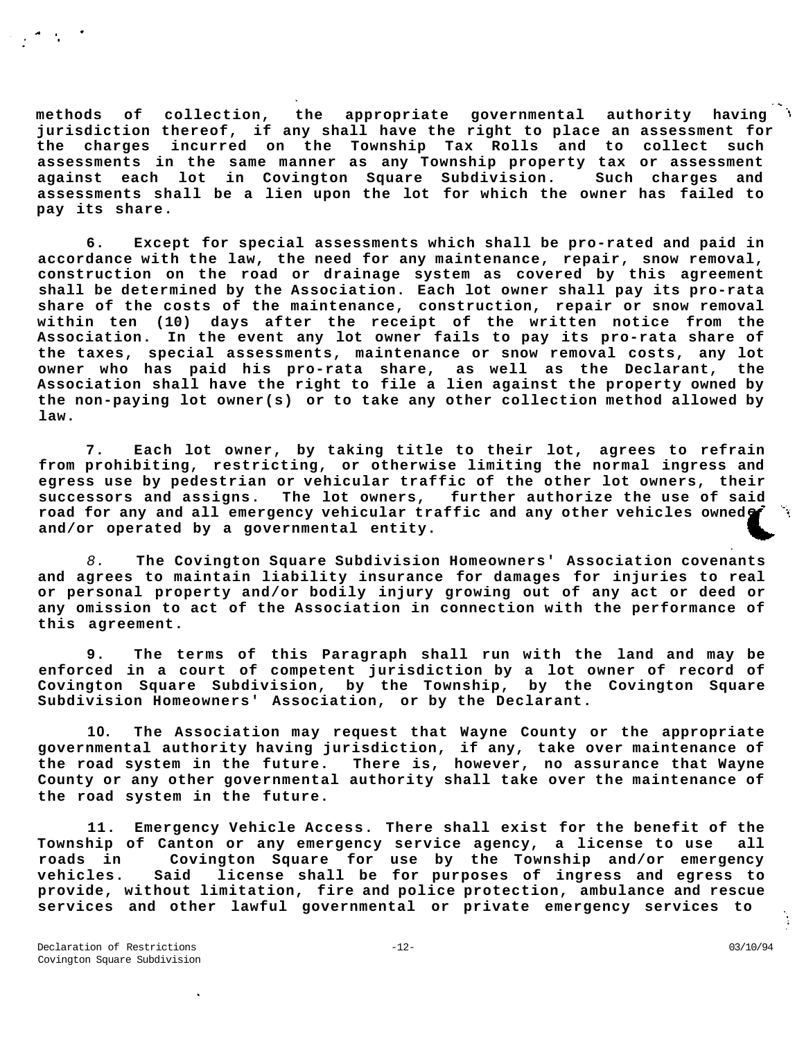**methods of collection, the appropriate governmental authority having jurisdiction thereof, if any shall have the right to place an assessment for the charges incurred on the Township Tax Rolls and to collect such assessments in the same manner as any Township property tax or assessment against each lot in Covington Square Subdivision. Such charges and assessments shall be a lien upon the lot for which the owner has failed to pay its share.**

**6. Except for special assessments which shall be pro-rated and paid in accordance with the law, the need for any maintenance, repair, snow removal, construction on the road or drainage system as covered by this agreement shall be determined by the Association. Each lot owner shall pay its pro-rata share of the costs of the maintenance, construction, repair or snow removal within ten (10) days after the receipt of the written notice from the Association. In the event any lot owner fails to pay its pro-rata share of the taxes, special assessments, maintenance or snow removal costs, any lot owner who has paid his pro-rata share, as well as the Declarant, the Association shall have the right to file a lien against the property owned by the non-paying lot owner(s) or to take any other collection method allowed by law.**

**7. Each lot owner, by taking title to their lot, agrees to refrain from prohibiting, restricting, or otherwise limiting the normal ingress and egress use by pedestrian or vehicular traffic of the other lot owners, their successors and assigns. The lot owners, further authorize the use of said road for any and all emergency vehicular traffic and any other vehicles owned and/or operated by a governmental entity.**

**8. The Covington Square Subdivision Homeowners' Association covenants and agrees to maintain liability insurance for damages for injuries to real or personal property and/or bodily injury growing out of any act or deed or any omission to act of the Association in connection with the performance of this agreement.**

**9. The terms of this Paragraph shall run with the land and may be enforced in a court of competent jurisdiction by a lot owner of record of Covington Square Subdivision, by the Township, by the Covington Square Subdivision Homeowners' Association, or by the Declarant.**

**10. The Association may request that Wayne County or the appropriate governmental authority having jurisdiction, if any, take over maintenance of the road system in the future. There is, however, no assurance that Wayne County or any other governmental authority shall take over the maintenance of the road system in the future.**

**11. Emergency Vehicle Access. There shall exist for the benefit of the Township of Canton or any emergency service agency, a license to use all roads in Covington Square for use by the Township and/or emergency vehicles. Said license shall be for purposes of ingress and egress to provide, without limitation, fire and police protection, ambulance and rescue services and other lawful governmental or private emergency services to**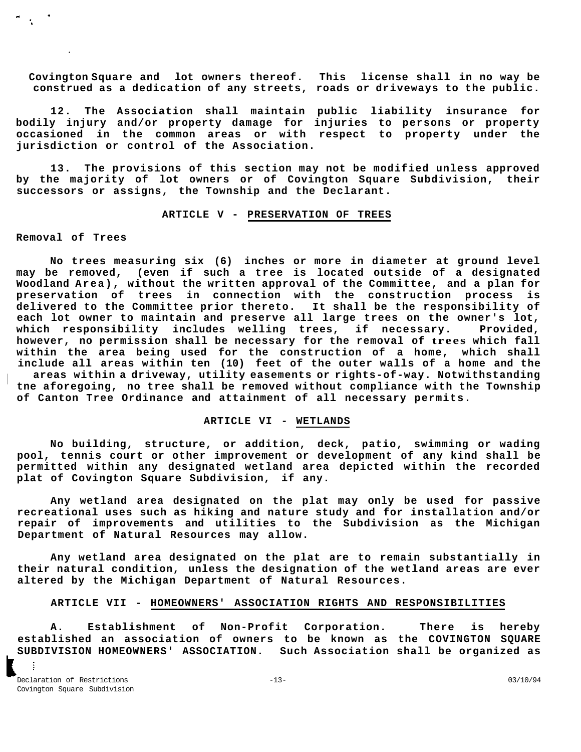Covington Square and lot owners thereof. This license shall in no way be construed as a dedication of any streets, roads or driveways to the public.

12. The Association shall maintain public liability insurance for bodily injury and/or property damage for injuries to persons or property occasioned in the common areas or with respect to property under the jurisdiction or control of the Association.

13. The provisions of this section may not be modified unless approved by the majority of lot owners or of Covington Square Subdivision, their successors or assigns, the Township and the Declarant.

## ARTICLE V - PRESERVATION OF TREES

**Removal of Trees**

No trees measuring six (6) inches or more in diameter at ground level may be removed, (even if such a tree is located outside of a designated Woodland Area), without the written approval of the Committee, and a plan for preservation of trees in connection with the construction process is delivered to the Committee prior thereto. It shall be the responsibility of each lot owner to maintain and preserve all large trees on the owner's lot, which responsibility includes welling trees, if necessary. Provided, however, no permission shall be necessary for the removal of trees which fall within the area being used for the construction of a home, which shall include all areas within ten (10) feet of the outer walls of a home and the areas within a driveway, utility easements or rights-of-way. Notwithstanding tne aforegoing, no tree shall be removed without compliance with the Township of Canton Tree Ordinance and attainment of all necessary permits.

## ARTICLE VI - WETLANDS

No building, structure, or addition, deck, patio, swimming or wading pool, tennis court or other improvement or development of any kind shall be permitted within any designated wetland area depicted within the recorded plat of Covington Square Subdivision, if any.

Any wetland area designated on the plat may only be used for passive recreational uses such as hiking and nature study and for installation and/or repair of improvements and utilities to the Subdivision as the Michigan Department of Natural Resources may allow.

Any wetland area designated on the plat are to remain substantially in their natural condition, unless the designation of the wetland areas are ever altered by the Michigan Department of Natural Resources.

## ARTICLE VII - HOMEOWNERS' ASSOCIATION RIGHTS AND RESPONSIBILITIES

A. Establishment of Non-Profit Corporation. There is hereby established an association of owners to be known as the COVINGTON SQUARE SUBDIVISION HOMEOWNERS' ASSOCIATION. Such Association shall be organized as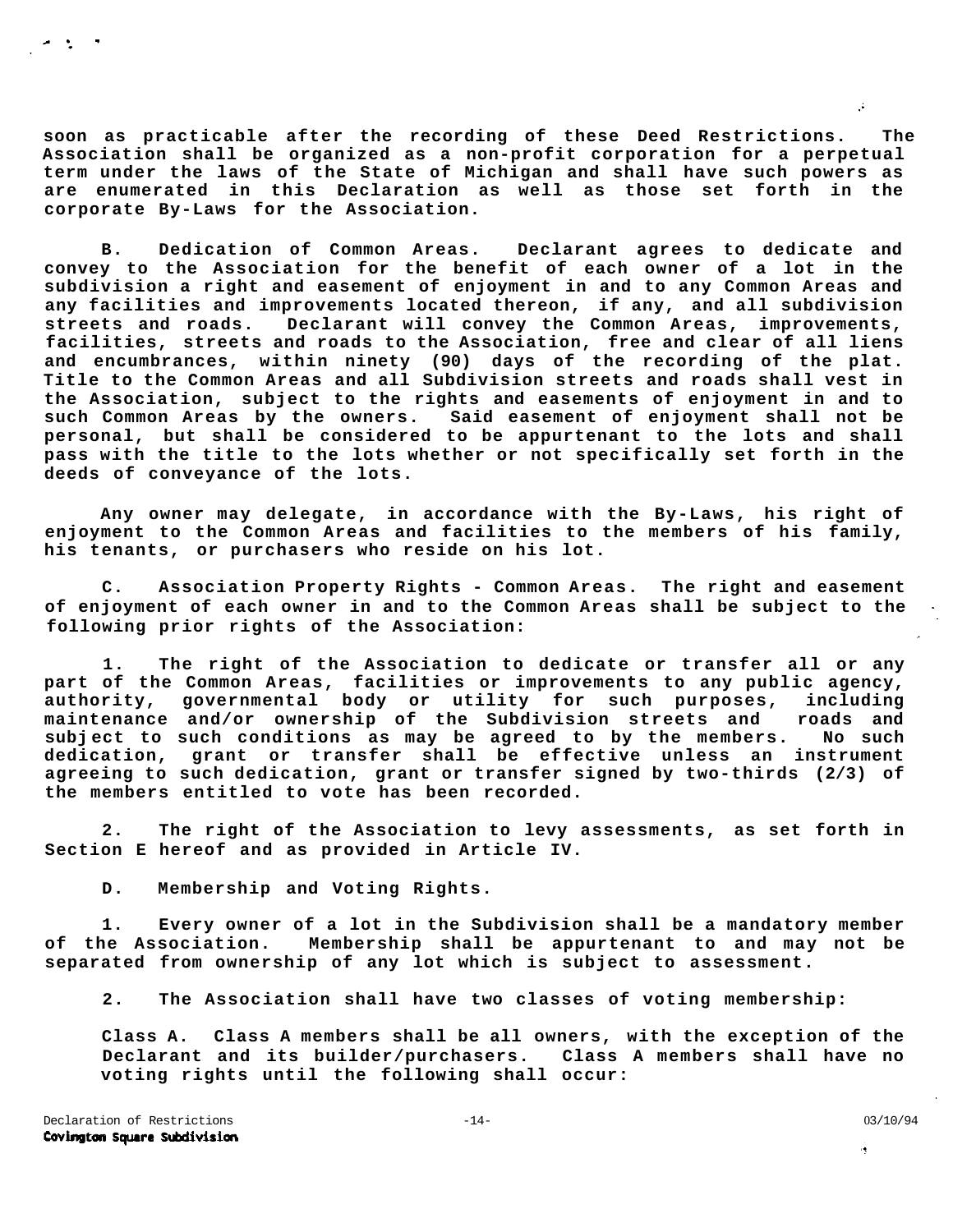soon as practicable after the recording of these Deed Restrictions. The Association shall be organized as a non-profit corporation for a perpetual term under the laws of the State of Michigan and shall have such powers as are enumerated in this Declaration as well as those set forth in the corporate By-Laws for the Association.

B. Dedication of Common Areas. Declarant agrees to dedicate and convey to the Association for the benefit of each owner of a lot in the subdivision a right and easement of enjoyment in and to any Common Areas and any facilities and improvements located thereon, if any, and all subdivision streets and roads. Declarant will convey the Common Areas, improvements, facilities, streets and roads to the Association, free and clear of all liens and encumbrances, within ninety (90) days of the recording of the plat. Title to the Common Areas and all Subdivision streets and roads shall vest in the Association, subject to the rights and easements of enjoyment in and to such Common Areas by the owners. Said easement of enjoyment shall not be personal, but shall be considered to be appurtenant to the lots and shall pass with the title to the lots whether or not specifically set forth in the deeds of conveyance of the lots.

Any owner may delegate, in accordance with the By-Laws, his right of enjoyment to the Common Areas and facilities to the members of his family, his tenants, or purchasers who reside on his lot.

C. Association Property Rights - Common Areas. The right and easement of enjoyment of each owner in and to the Common Areas shall be subject to the following prior rights of the Association:

1. The right of the Association to dedicate or transfer all or any part of the Common Areas, facilities or improvements to any public agency, authority, governmental body or utility for such purposes, including maintenance and/or ownership of the Subdivision streets and roads and subject to such conditions as may be agreed to by the members. No such dedication, grant or transfer shall be effective unless an instrument agreeing to such dedication, grant or transfer signed by two-thirds (2/3) of the members entitled to vote has been recorded.

2. The right of the Association to levy assessments, as set forth in Section E hereof and as provided in Article IV.

D. Membership and Voting Rights.

1. Every owner of a lot in the Subdivision shall be a mandatory member of the Association. Membership shall be appurtenant to and may not be separated from ownership of any lot which is subject to assessment.

2. The Association shall have two classes of voting membership:

Class A. Class A members shall be all owners, with the exception of the Declarant and its builder/purchasers. Class A members shall have no voting rights until the following shall occur: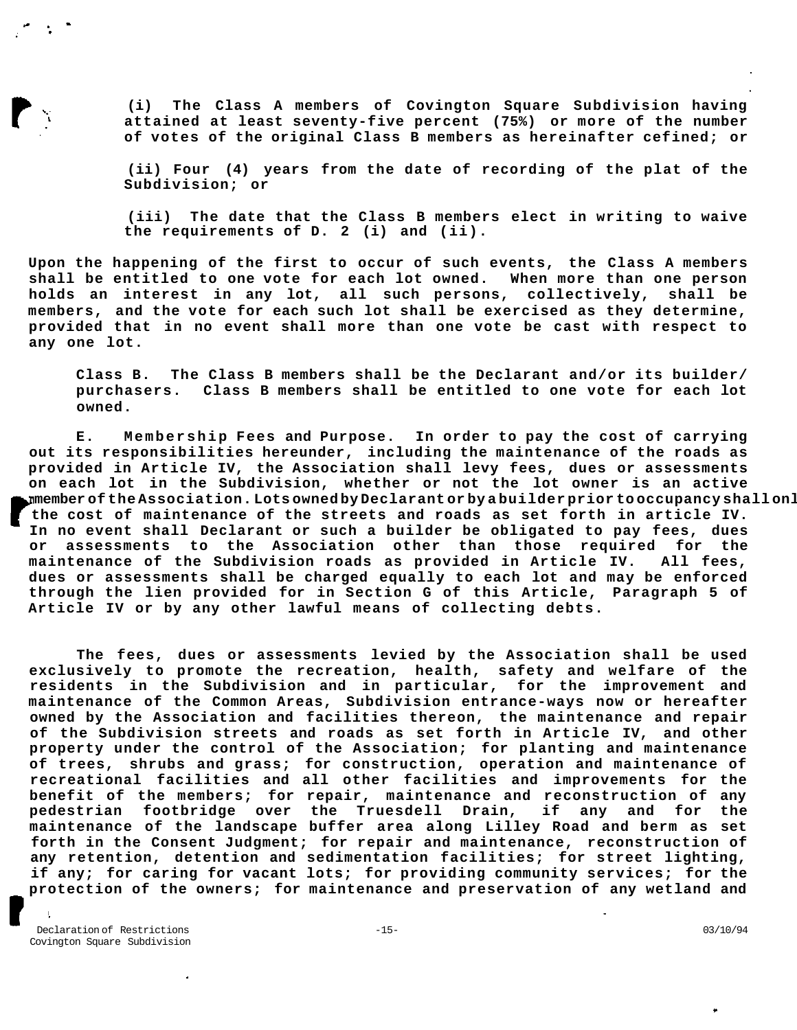(i) The Class A members of Covington Square Subdivision having attained at least seventy-five percent (75%) or more of the number of votes of the original Class B members as hereinafter cefined; or

(ii) Four (4) years from the date of recording of the plat of the Subdivision; or

(iii) The date that the Class B members elect in writing to waive the requirements of D. 2 (i) and (ii).

Upon the happening of the first to occur of such events, the Class A members shall be entitled to one vote for each lot owned. When more than one person holds an interest in any lot, all such persons, collectively, shall be members, and the vote for each such lot shall be exercised as they determine, provided that in no event shall more than one vote be cast with respect to any one lot.

Class B. The Class B members shall be the Declarant and/or its builder/ purchasers. Class B members shall be entitled to one vote for each lot owned.

E. Membership Fees and Purpose. In order to pay the cost of carrying out its responsibilities hereunder, including the maintenance of the roads as provided in Article IV, the Association shall levy fees, dues or assessments on each lot in the Subdivision, whether or not the lot owner is an active member of the Association. Lots owned by Declarant or by a builder prior to occupancy shall onl the cost of maintenance of the streets and roads as set forth in article IV. In no event shall Declarant or such a builder be obligated to pay fees, dues or assessments to the Association other than those required for the maintenance of the Subdivision roads as provided in Article IV. All fees, dues or assessments shall be charged equally to each lot and may be enforced through the lien provided for in Section G of this Article, Paragraph 5 of Article IV or by any other lawful means of collecting debts.

The fees, dues or assessments levied by the Association shall be used exclusively to promote the recreation, health, safety and welfare of the residents in the Subdivision and in particular, for the improvement and maintenance of the Common Areas, Subdivision entrance-ways now or hereafter owned by the Association and facilities thereon, the maintenance and repair of the Subdivision streets and roads as set forth in Article IV, and other property under the control of the Association; for planting and maintenance of trees, shrubs and grass; for construction, operation and maintenance of recreational facilities and all other facilities and improvements for the benefit of the members; for repair, maintenance and reconstruction of any pedestrian footbridge over the Truesdell Drain, if any and for the maintenance of the landscape buffer area along Lilley Road and berm as set forth in the Consent Judgment; for repair and maintenance, reconstruction of any retention, detention and sedimentation facilities; for street lighting, if any; for caring for vacant lots; for providing community services; for the protection of the owners; for maintenance and preservation of any wetland and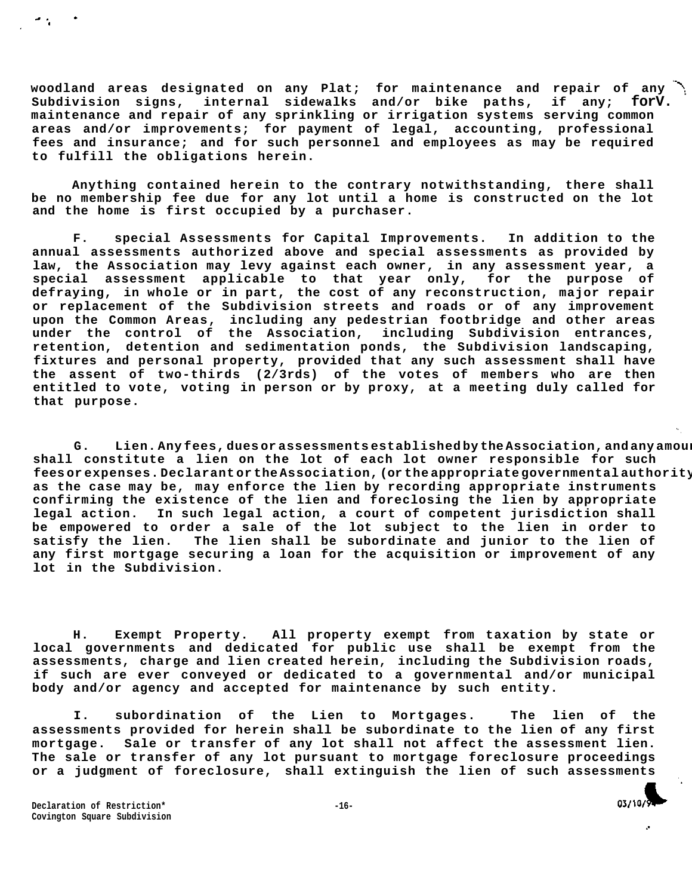woodland areas designated on any Plat; for maintenance and repair of any Subdivision signs, internal sidewalks and/or bike paths, if any; forV. maintenance and repair of any sprinkling or irrigation systems serving common areas and/or improvements; for payment of legal, accounting, professional fees and insurance; and for such personnel and employees as may be required to fulfill the obligations herein.

Anything contained herein to the contrary notwithstanding, there shall be no membership fee due for any lot until a home is constructed on the lot and the home is first occupied by a purchaser.

F. special Assessments for Capital Improvements. In addition to the annual assessments authorized above and special assessments as provided by law, the Association may levy against each owner, in any assessment year, a special assessment applicable to that year only, for the purpose of defraying, in whole or in part, the cost of any reconstruction, major repair or replacement of the Subdivision streets and roads or of any improvement upon the Common Areas, including any pedestrian footbridge and other areas under the control of the Association, including Subdivision entrances, retention, detention and sedimentation ponds, the Subdivision landscaping, fixtures and personal property, provided that any such assessment shall have the assent of two-thirds (2/3rds) of the votes of members who are then entitled to vote, voting in person or by proxy, at a meeting duly called for that purpose.

G. Lien. Any fees, dues or assessments established by the Association, and any amoun shall constitute a lien on the lot of each lot owner responsible for such fees or expenses. Declarant or the Association, (or the appropriate governmental authority as the case may be, may enforce the lien by recording appropriate instruments confirming the existence of the lien and foreclosing the lien by appropriate legal action. In such legal action, a court of competent jurisdiction shall be empowered to order a sale of the lot subject to the lien in order to satisfy the lien. The lien shall be subordinate and junior to the lien of any first mortgage securing a loan for the acquisition or improvement of any lot in the Subdivision.

H. Exempt Property. All property exempt from taxation by state or local governments and dedicated for public use shall be exempt from the assessments, charge and lien created herein, including the Subdivision roads, if such are ever conveyed or dedicated to a governmental and/or municipal body and/or agency and accepted for maintenance by such entity.

I. subordination of the Lien to Mortgages. The lien of the assessments provided for herein shall be subordinate to the lien of any first mortgage. Sale or transfer of any lot shall not affect the assessment lien. The sale or transfer of any lot pursuant to mortgage foreclosure proceedings or a judgment of foreclosure, shall extinguish the lien of such assessments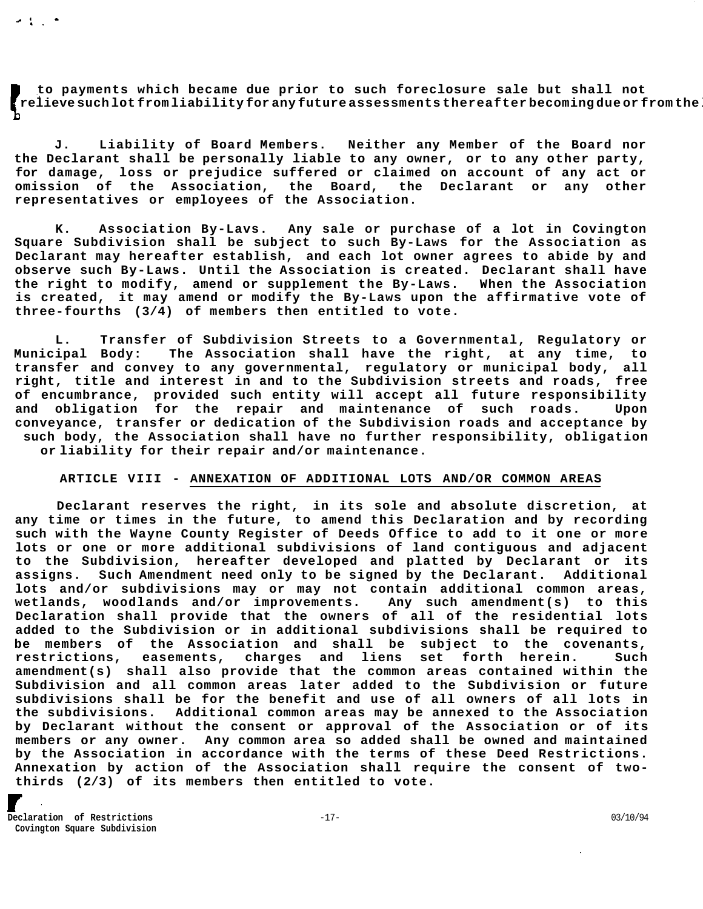to payments which became due prior to such foreclosure sale but shall not relieve such lot from liability for any future assessments thereafter becoming due or from the

J. Liability of Board Members. Neither any Member of the Board nor the Declarant shall be personally liable to any owner, or to any other party, for damage, loss or prejudice suffered or claimed on account of any act or omission of the Association, the Board, the Declarant or any other representatives or employees of the Association.

K. Association By-Lavs. Any sale or purchase of a lot in Covington Square Subdivision shall be subject to such By-Laws for the Association as Declarant may hereafter establish, and each lot owner agrees to abide by and observe such By-Laws. Until the Association is created. Declarant shall have the right to modify, amend or supplement the By-Laws. When the Association is created, it may amend or modify the By-Laws upon the affirmative vote of three-fourths (3/4) of members then entitled to vote.

L. Transfer of Subdivision Streets to a Governmental, Regulatory or Municipal Body: The Association shall have the right, at any time, to transfer and convey to any governmental, regulatory or municipal body, all right, title and interest in and to the Subdivision streets and roads, free of encumbrance, provided such entity will accept all future responsibility and obligation for the repair and maintenance of such roads. Upon conveyance, transfer or dedication of the Subdivision roads and acceptance by such body, the Association shall have no further responsibility, obligation or liability for their repair and/or maintenance.

## ARTICLE VIII - ANNEXATION OF ADDITIONAL LOTS AND/OR COMMON AREAS

Declarant reserves the right, in its sole and absolute discretion, at any time or times in the future, to amend this Declaration and by recording such with the Wayne County Register of Deeds Office to add to it one or more lots or one or more additional subdivisions of land contiguous and adjacent to the Subdivision, hereafter developed and platted by Declarant or its assigns. Such Amendment need only to be signed by the Declarant. Additional lots and/or subdivisions may or may not contain additional common areas, wetlands, woodlands and/or improvements. Any such amendment(s) to this Declaration shall provide that the owners of all of the residential lots added to the Subdivision or in additional subdivisions shall be required to be members of the Association and shall be subject to the covenants, restrictions, easements, charges and liens set forth herein. Such amendment(s) shall also provide that the common areas contained within the Subdivision and all common areas later added to the Subdivision or future subdivisions shall be for the benefit and use of all owners of all lots in the subdivisions. Additional common areas may be annexed to the Association by Declarant without the consent or approval of the Association or of its members or any owner. Any common area so added shall be owned and maintained by the Association in accordance with the terms of these Deed Restrictions. Annexation by action of the Association shall require the consent of two-thirds (2/3) of its members then entitled to vote.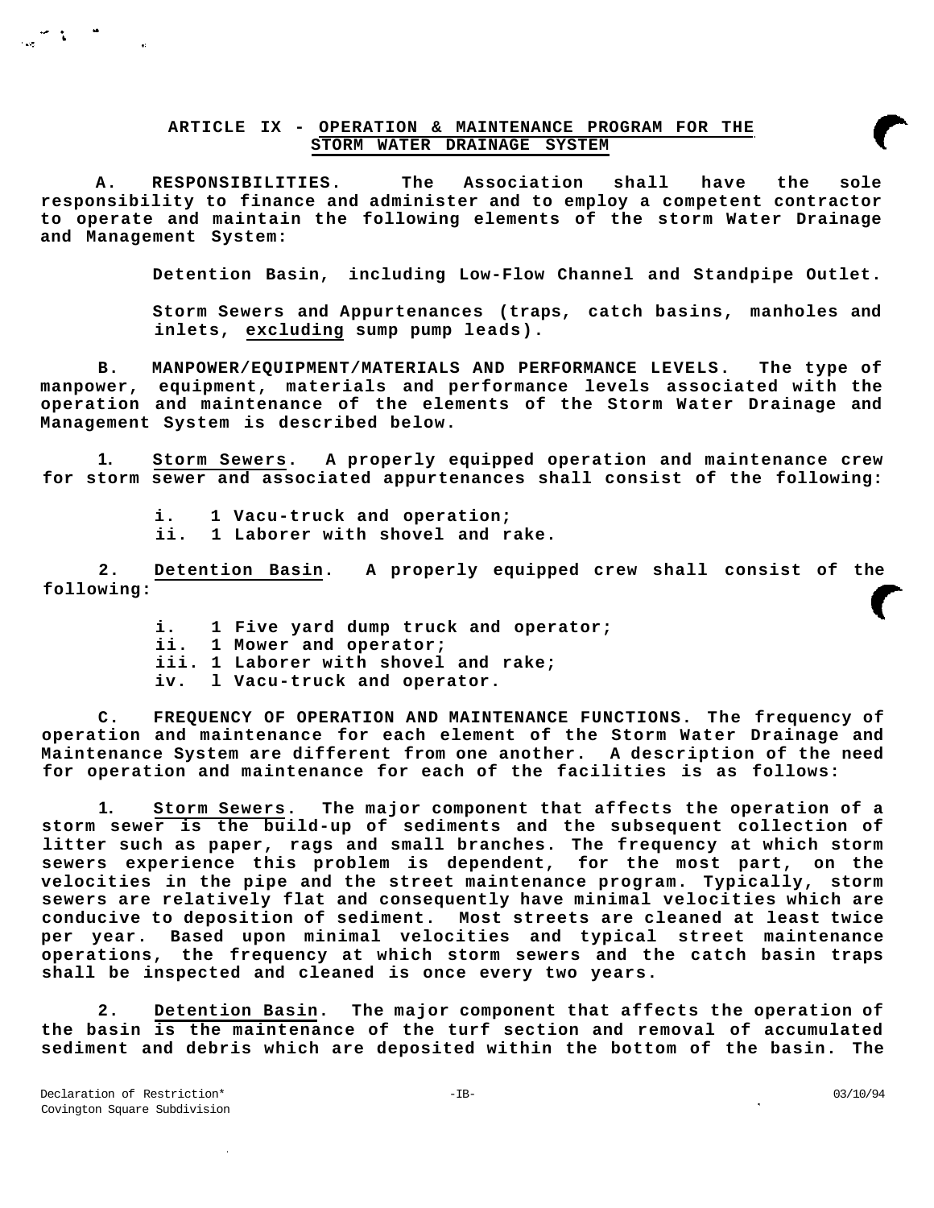## ARTICLE IX - OPERATION & MAINTENANCE PROGRAM FOR THE STORM WATER DRAINAGE SYSTEM

**A. RESPONSIBILITIES.** The Association shall have the sole responsibility to finance and administer and to employ a competent contractor to operate and maintain the following elements of the storm Water Drainage and Management System:

Detention Basin, including Low-Flow Channel and Standpipe Outlet.

Storm Sewers and Appurtenances (traps, catch basins, manholes and inlets, excluding sump pump leads).

**B. MANPOWER/EQUIPMENT/MATERIALS AND PERFORMANCE LEVELS.** The type of manpower, equipment, materials and performance levels associated with the operation and maintenance of the elements of the Storm Water Drainage and Management System is described below.

1. Storm Sewers. A properly equipped operation and maintenance crew for storm sewer and associated appurtenances shall consist of the following:

   i. 1 Vacu-truck and operation;
   ii. 1 Laborer with shovel and rake.

2. Detention Basin. A properly equipped crew shall consist of the following:

   i. 1 Five yard dump truck and operator;
   ii. 1 Mower and operator;
   iii. 1 Laborer with shovel and rake;
   iv. l Vacu-truck and operator.

**C. FREQUENCY OF OPERATION AND MAINTENANCE FUNCTIONS.** The frequency of operation and maintenance for each element of the Storm Water Drainage and Maintenance System are different from one another. A description of the need for operation and maintenance for each of the facilities is as follows:

1. Storm Sewers. The major component that affects the operation of a storm sewer is the build-up of sediments and the subsequent collection of litter such as paper, rags and small branches. The frequency at which storm sewers experience this problem is dependent, for the most part, on the velocities in the pipe and the street maintenance program. Typically, storm sewers are relatively flat and consequently have minimal velocities which are conducive to deposition of sediment. Most streets are cleaned at least twice per year. Based upon minimal velocities and typical street maintenance operations, the frequency at which storm sewers and the catch basin traps shall be inspected and cleaned is once every two years.

2. Detention Basin. The major component that affects the operation of the basin is the maintenance of the turf section and removal of accumulated sediment and debris which are deposited within the bottom of the basin. The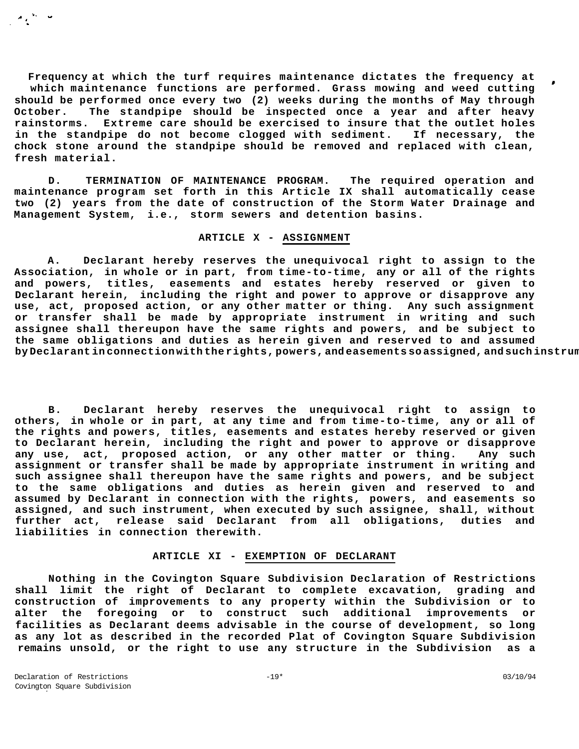Frequency at which the turf requires maintenance dictates the frequency at which maintenance functions are performed. Grass mowing and weed cutting should be performed once every two (2) weeks during the months of May through October. The standpipe should be inspected once a year and after heavy rainstorms. Extreme care should be exercised to insure that the outlet holes in the standpipe do not become clogged with sediment. If necessary, the chock stone around the standpipe should be removed and replaced with clean, fresh material.

D. TERMINATION OF MAINTENANCE PROGRAM. The required operation and maintenance program set forth in this Article IX shall automatically cease two (2) years from the date of construction of the Storm Water Drainage and Management System, i.e., storm sewers and detention basins.

## ARTICLE X - ASSIGNMENT

A. Declarant hereby reserves the unequivocal right to assign to the Association, in whole or in part, from time-to-time, any or all of the rights and powers, titles, easements and estates hereby reserved or given to Declarant herein, including the right and power to approve or disapprove any use, act, proposed action, or any other matter or thing. Any such assignment or transfer shall be made by appropriate instrument in writing and such assignee shall thereupon have the same rights and powers, and be subject to the same obligations and duties as herein given and reserved to and assumed by Declarant in connection with the rights, powers, and easements so assigned, and such instrum

B. Declarant hereby reserves the unequivocal right to assign to others, in whole or in part, at any time and from time-to-time, any or all of the rights and powers, titles, easements and estates hereby reserved or given to Declarant herein, including the right and power to approve or disapprove any use, act, proposed action, or any other matter or thing. Any such assignment or transfer shall be made by appropriate instrument in writing and such assignee shall thereupon have the same rights and powers, and be subject to the same obligations and duties as herein given and reserved to and assumed by Declarant in connection with the rights, powers, and easements so assigned, and such instrument, when executed by such assignee, shall, without further act, release said Declarant from all obligations, duties and liabilities in connection therewith.

## ARTICLE XI - EXEMPTION OF DECLARANT

Nothing in the Covington Square Subdivision Declaration of Restrictions shall limit the right of Declarant to complete excavation, grading and construction of improvements to any property within the Subdivision or to alter the foregoing or to construct such additional improvements or facilities as Declarant deems advisable in the course of development, so long as any lot as described in the recorded Plat of Covington Square Subdivision remains unsold, or the right to use any structure in the Subdivision as a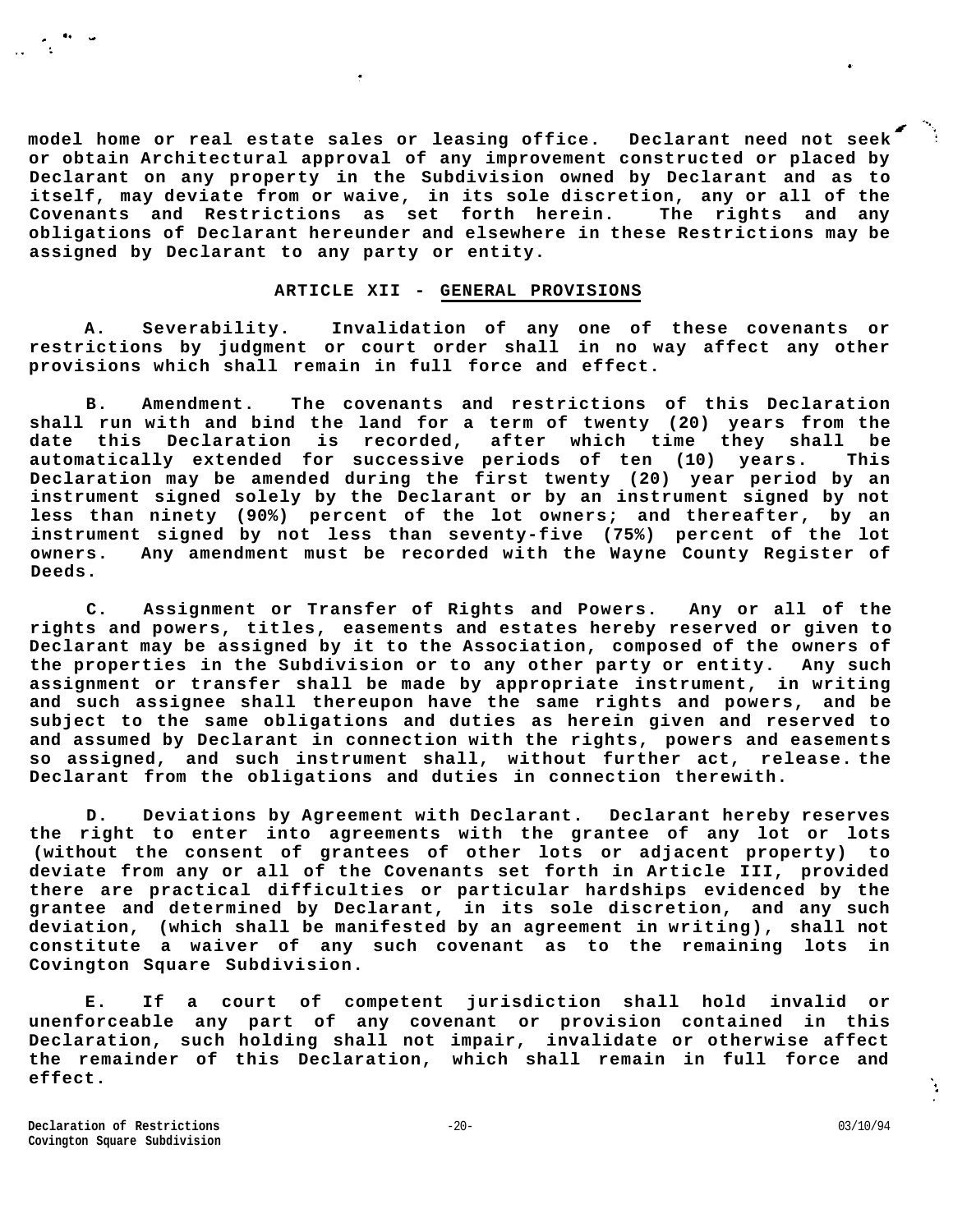**model home or real estate sales or leasing office. Declarant need not seek or obtain Architectural approval of any improvement constructed or placed by Declarant on any property in the Subdivision owned by Declarant and as to itself, may deviate from or waive, in its sole discretion, any or all of the Covenants and Restrictions as set forth herein. The rights and any obligations of Declarant hereunder and elsewhere in these Restrictions may be assigned by Declarant to any party or entity.**

## ARTICLE XII - GENERAL PROVISIONS

**A. Severability. Invalidation of any one of these covenants or restrictions by judgment or court order shall in no way affect any other provisions which shall remain in full force and effect.**

**B. Amendment. The covenants and restrictions of this Declaration shall run with and bind the land for a term of twenty (20) years from the date this Declaration is recorded, after which time they shall be automatically extended for successive periods of ten (10) years. This Declaration may be amended during the first twenty (20) year period by an instrument signed solely by the Declarant or by an instrument signed by not less than ninety (90%) percent of the lot owners; and thereafter, by an instrument signed by not less than seventy-five (75%) percent of the lot owners. Any amendment must be recorded with the Wayne County Register of Deeds.**

**C. Assignment or Transfer of Rights and Powers. Any or all of the rights and powers, titles, easements and estates hereby reserved or given to Declarant may be assigned by it to the Association, composed of the owners of the properties in the Subdivision or to any other party or entity. Any such assignment or transfer shall be made by appropriate instrument, in writing and such assignee shall thereupon have the same rights and powers, and be subject to the same obligations and duties as herein given and reserved to and assumed by Declarant in connection with the rights, powers and easements so assigned, and such instrument shall, without further act, release. the Declarant from the obligations and duties in connection therewith.**

**D. Deviations by Agreement with Declarant. Declarant hereby reserves the right to enter into agreements with the grantee of any lot or lots (without the consent of grantees of other lots or adjacent property) to deviate from any or all of the Covenants set forth in Article III, provided there are practical difficulties or particular hardships evidenced by the grantee and determined by Declarant, in its sole discretion, and any such deviation, (which shall be manifested by an agreement in writing), shall not constitute a waiver of any such covenant as to the remaining lots in Covington Square Subdivision.**

**E. If a court of competent jurisdiction shall hold invalid or unenforceable any part of any covenant or provision contained in this Declaration, such holding shall not impair, invalidate or otherwise affect the remainder of this Declaration, which shall remain in full force and effect.**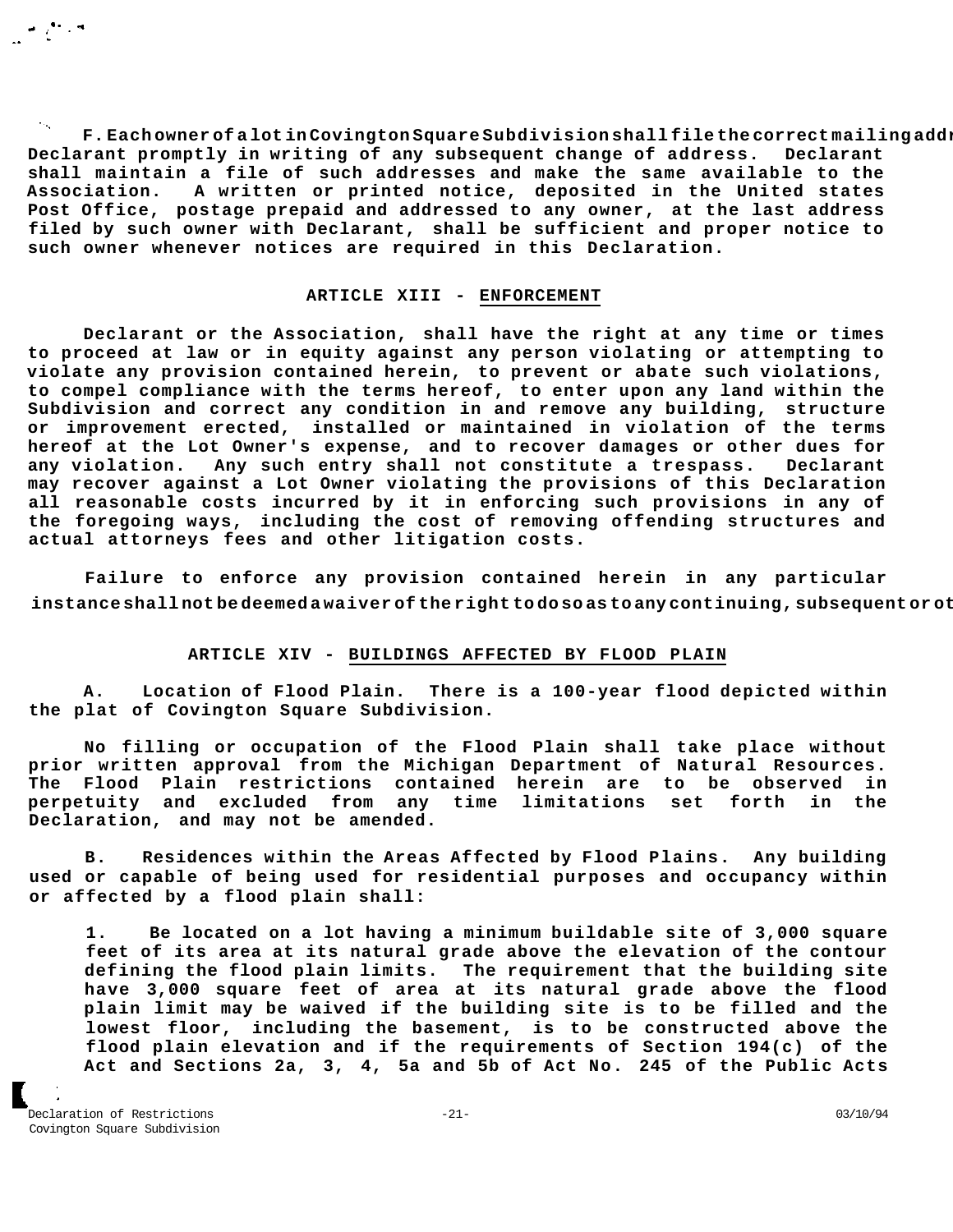**F. Each owner of a lot in Covington Square Subdivision shall file the correct mailing addr Declarant promptly in writing of any subsequent change of address. Declarant shall maintain a file of such addresses and make the same available to the Association. A written or printed notice, deposited in the United states Post Office, postage prepaid and addressed to any owner, at the last address filed by such owner with Declarant, shall be sufficient and proper notice to such owner whenever notices are required in this Declaration.**

## ARTICLE XIII - ENFORCEMENT

**Declarant or the Association, shall have the right at any time or times to proceed at law or in equity against any person violating or attempting to violate any provision contained herein, to prevent or abate such violations, to compel compliance with the terms hereof, to enter upon any land within the Subdivision and correct any condition in and remove any building, structure or improvement erected, installed or maintained in violation of the terms hereof at the Lot Owner's expense, and to recover damages or other dues for any violation. Any such entry shall not constitute a trespass. Declarant may recover against a Lot Owner violating the provisions of this Declaration all reasonable costs incurred by it in enforcing such provisions in any of the foregoing ways, including the cost of removing offending structures and actual attorneys fees and other litigation costs.**

**Failure to enforce any provision contained herein in any particular instance shall not be deemed a waiver of the right to do so as to any continuing, subsequent or ot**

## ARTICLE XIV - BUILDINGS AFFECTED BY FLOOD PLAIN

**A. Location of Flood Plain. There is a 100-year flood depicted within the plat of Covington Square Subdivision.**

**No filling or occupation of the Flood Plain shall take place without prior written approval from the Michigan Department of Natural Resources. The Flood Plain restrictions contained herein are to be observed in perpetuity and excluded from any time limitations set forth in the Declaration, and may not be amended.**

**B. Residences within the Areas Affected by Flood Plains. Any building used or capable of being used for residential purposes and occupancy within or affected by a flood plain shall:**

**1. Be located on a lot having a minimum buildable site of 3,000 square feet of its area at its natural grade above the elevation of the contour defining the flood plain limits. The requirement that the building site have 3,000 square feet of area at its natural grade above the flood plain limit may be waived if the building site is to be filled and the lowest floor, including the basement, is to be constructed above the flood plain elevation and if the requirements of Section 194(c) of the Act and Sections 2a, 3, 4, 5a and 5b of Act No. 245 of the Public Acts**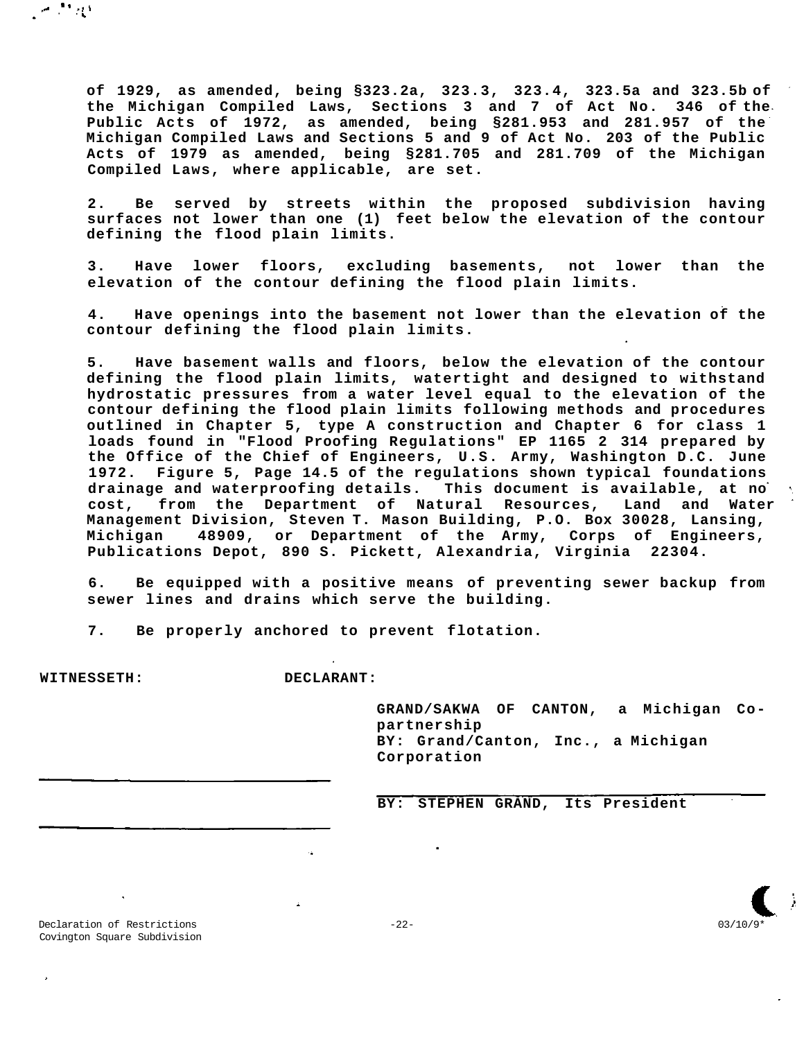of 1929, as amended, being §323.2a, 323.3, 323.4, 323.5a and 323.5b of the Michigan Compiled Laws, Sections 3 and 7 of Act No. 346 of the Public Acts of 1972, as amended, being §281.953 and 281.957 of the Michigan Compiled Laws and Sections 5 and 9 of Act No. 203 of the Public Acts of 1979 as amended, being §281.705 and 281.709 of the Michigan Compiled Laws, where applicable, are set.

2. Be served by streets within the proposed subdivision having surfaces not lower than one (1) feet below the elevation of the contour defining the flood plain limits.

3. Have lower floors, excluding basements, not lower than the elevation of the contour defining the flood plain limits.

4. Have openings into the basement not lower than the elevation of the contour defining the flood plain limits.

5. Have basement walls and floors, below the elevation of the contour defining the flood plain limits, watertight and designed to withstand hydrostatic pressures from a water level equal to the elevation of the contour defining the flood plain limits following methods and procedures outlined in Chapter 5, type A construction and Chapter 6 for class 1 loads found in "Flood Proofing Regulations" EP 1165 2 314 prepared by the Office of the Chief of Engineers, U.S. Army, Washington D.C. June 1972. Figure 5, Page 14.5 of the regulations shown typical foundations drainage and waterproofing details. This document is available, at no cost, from the Department of Natural Resources, Land and Water Management Division, Steven T. Mason Building, P.O. Box 30028, Lansing, Michigan 48909, or Department of the Army, Corps of Engineers, Publications Depot, 890 S. Pickett, Alexandria, Virginia 22304.

6. Be equipped with a positive means of preventing sewer backup from sewer lines and drains which serve the building.

7. Be properly anchored to prevent flotation.

**WITNESSETH:** **DECLARANT:**

GRAND/SAKWA OF CANTON, a Michigan Co-partnership
BY: Grand/Canton, Inc., a Michigan Corporation

_______________________________

_______________________________ BY: STEPHEN GRAND, Its President

_______________________________

Declaration of Restrictions
Covington Square Subdivision

03/10/9*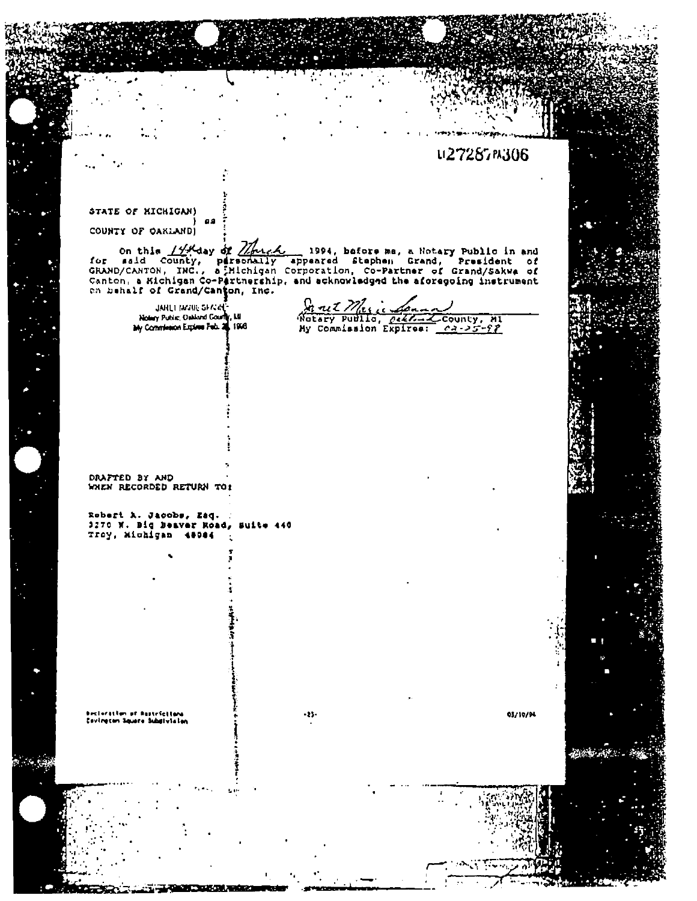L27287 PA306

STATE OF MICHIGAN)
) ss
COUNTY OF OAKLAND)

On this 14th day of March 1994, before me, a Notary Public in and for said County, personally appeared Stephen Grand, President of GRAND/CANTON, INC., a Michigan Corporation, Co-Partner of Grand/Sakwa of Canton, a Michigan Co-Partnership, and acknowledged the aforegoing instrument on behalf of Grand/Canton, Inc.

JANET MARIE SHANN
Notary Public, Oakland County, MI
My Commission Expires Feb. 25, 1998

Janet Marie Shann
Notary Public, Oakland County, MI
My Commission Expires: 02-25-98

DRAFTED BY AND
WHEN RECORDED RETURN TO:

Robert A. Jacobs, Esq.
3270 W. Big Beaver Road, Suite 440
Troy, Michigan 48084

Declaration of Restrictions
Covington Square Subdivision

03/10/94